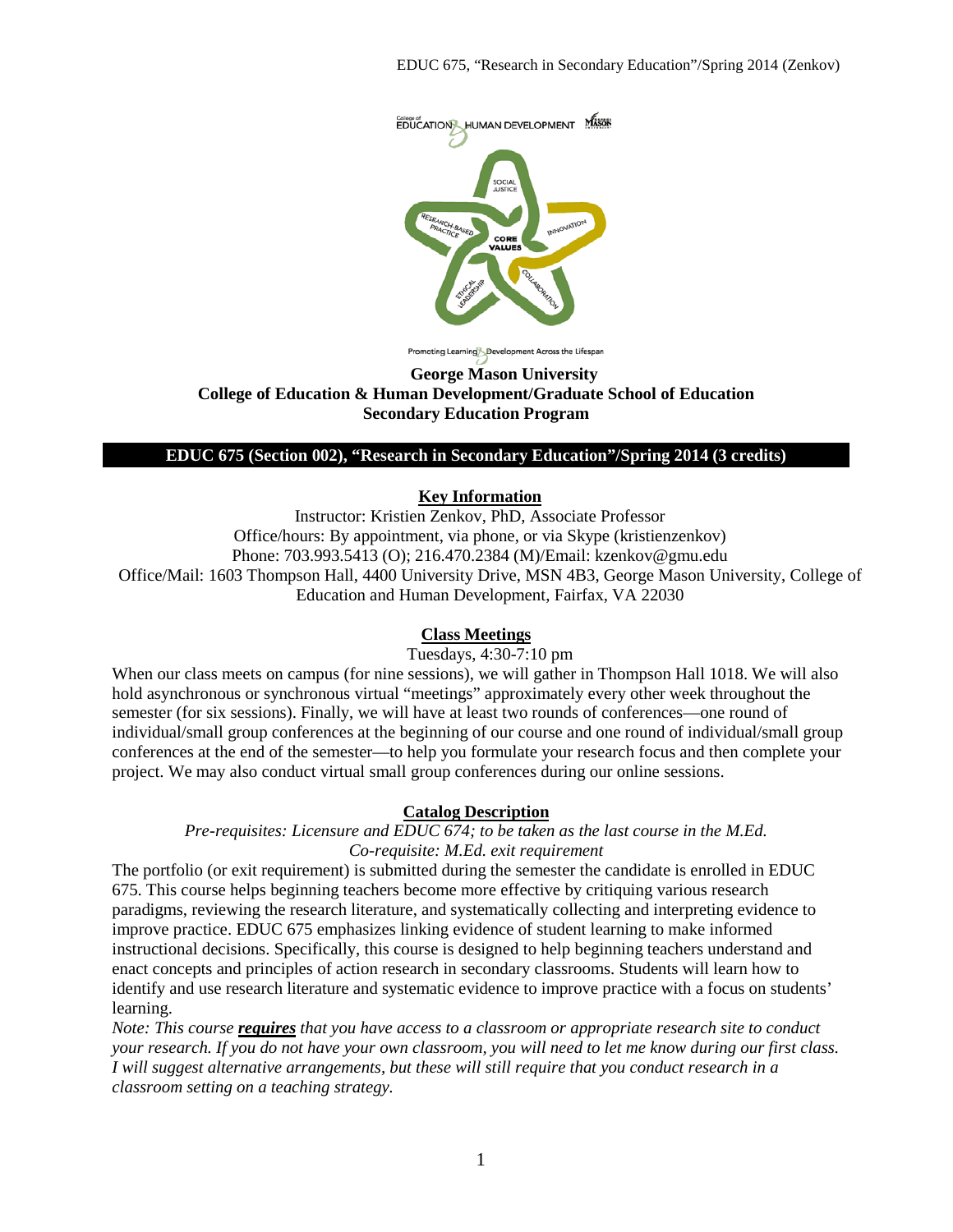**George Mason University**
**College of Education & Human Development/Graduate School of Education**
**Secondary Education Program**

# EDUC 675 (Section 002), "Research in Secondary Education"/Spring 2014 (3 credits)

## Key Information

Instructor: Kristien Zenkov, PhD, Associate Professor
Office/hours: By appointment, via phone, or via Skype (kristienzenkov)
Phone: 703.993.5413 (O); 216.470.2384 (M)/Email: kzenkov@gmu.edu
Office/Mail: 1603 Thompson Hall, 4400 University Drive, MSN 4B3, George Mason University, College of Education and Human Development, Fairfax, VA 22030

## Class Meetings

Tuesdays, 4:30-7:10 pm

When our class meets on campus (for nine sessions), we will gather in Thompson Hall 1018. We will also hold asynchronous or synchronous virtual "meetings" approximately every other week throughout the semester (for six sessions). Finally, we will have at least two rounds of conferences—one round of individual/small group conferences at the beginning of our course and one round of individual/small group conferences at the end of the semester—to help you formulate your research focus and then complete your project. We may also conduct virtual small group conferences during our online sessions.

## Catalog Description

*Pre-requisites: Licensure and EDUC 674; to be taken as the last course in the M.Ed.*
*Co-requisite: M.Ed. exit requirement*

The portfolio (or exit requirement) is submitted during the semester the candidate is enrolled in EDUC 675. This course helps beginning teachers become more effective by critiquing various research paradigms, reviewing the research literature, and systematically collecting and interpreting evidence to improve practice. EDUC 675 emphasizes linking evidence of student learning to make informed instructional decisions. Specifically, this course is designed to help beginning teachers understand and enact concepts and principles of action research in secondary classrooms. Students will learn how to identify and use research literature and systematic evidence to improve practice with a focus on students' learning.

*Note: This course* ***requires*** *that you have access to a classroom or appropriate research site to conduct your research. If you do not have your own classroom, you will need to let me know during our first class. I will suggest alternative arrangements, but these will still require that you conduct research in a classroom setting on a teaching strategy.*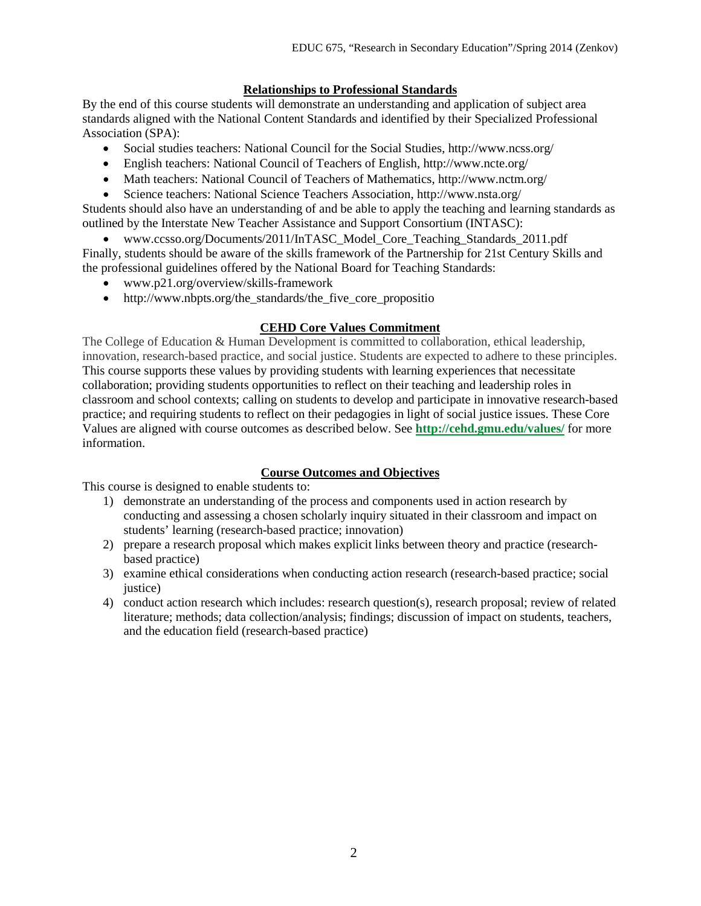## Relationships to Professional Standards

By the end of this course students will demonstrate an understanding and application of subject area standards aligned with the National Content Standards and identified by their Specialized Professional Association (SPA):

- Social studies teachers: National Council for the Social Studies, http://www.ncss.org/
- English teachers: National Council of Teachers of English, http://www.ncte.org/
- Math teachers: National Council of Teachers of Mathematics, http://www.nctm.org/
- Science teachers: National Science Teachers Association, http://www.nsta.org/

Students should also have an understanding of and be able to apply the teaching and learning standards as outlined by the Interstate New Teacher Assistance and Support Consortium (INTASC):

- www.ccsso.org/Documents/2011/InTASC_Model_Core_Teaching_Standards_2011.pdf

Finally, students should be aware of the skills framework of the Partnership for 21st Century Skills and the professional guidelines offered by the National Board for Teaching Standards:

- www.p21.org/overview/skills-framework
- http://www.nbpts.org/the_standards/the_five_core_propositio

## CEHD Core Values Commitment

The College of Education & Human Development is committed to collaboration, ethical leadership, innovation, research-based practice, and social justice. Students are expected to adhere to these principles. This course supports these values by providing students with learning experiences that necessitate collaboration; providing students opportunities to reflect on their teaching and leadership roles in classroom and school contexts; calling on students to develop and participate in innovative research-based practice; and requiring students to reflect on their pedagogies in light of social justice issues. These Core Values are aligned with course outcomes as described below. See **http://cehd.gmu.edu/values/** for more information.

## Course Outcomes and Objectives

This course is designed to enable students to:

1) demonstrate an understanding of the process and components used in action research by conducting and assessing a chosen scholarly inquiry situated in their classroom and impact on students' learning (research-based practice; innovation)
2) prepare a research proposal which makes explicit links between theory and practice (research-based practice)
3) examine ethical considerations when conducting action research (research-based practice; social justice)
4) conduct action research which includes: research question(s), research proposal; review of related literature; methods; data collection/analysis; findings; discussion of impact on students, teachers, and the education field (research-based practice)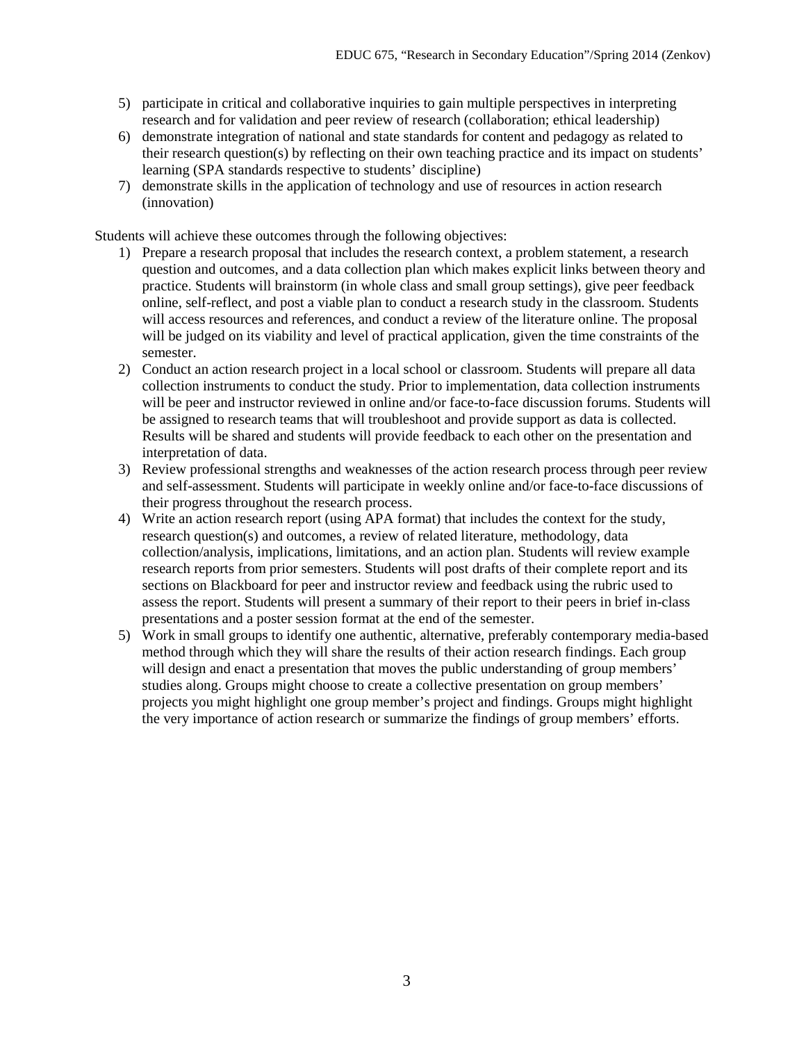5) participate in critical and collaborative inquiries to gain multiple perspectives in interpreting research and for validation and peer review of research (collaboration; ethical leadership)
6) demonstrate integration of national and state standards for content and pedagogy as related to their research question(s) by reflecting on their own teaching practice and its impact on students' learning (SPA standards respective to students' discipline)
7) demonstrate skills in the application of technology and use of resources in action research (innovation)

Students will achieve these outcomes through the following objectives:

1) Prepare a research proposal that includes the research context, a problem statement, a research question and outcomes, and a data collection plan which makes explicit links between theory and practice. Students will brainstorm (in whole class and small group settings), give peer feedback online, self-reflect, and post a viable plan to conduct a research study in the classroom. Students will access resources and references, and conduct a review of the literature online. The proposal will be judged on its viability and level of practical application, given the time constraints of the semester.
2) Conduct an action research project in a local school or classroom. Students will prepare all data collection instruments to conduct the study. Prior to implementation, data collection instruments will be peer and instructor reviewed in online and/or face-to-face discussion forums. Students will be assigned to research teams that will troubleshoot and provide support as data is collected. Results will be shared and students will provide feedback to each other on the presentation and interpretation of data.
3) Review professional strengths and weaknesses of the action research process through peer review and self-assessment. Students will participate in weekly online and/or face-to-face discussions of their progress throughout the research process.
4) Write an action research report (using APA format) that includes the context for the study, research question(s) and outcomes, a review of related literature, methodology, data collection/analysis, implications, limitations, and an action plan. Students will review example research reports from prior semesters. Students will post drafts of their complete report and its sections on Blackboard for peer and instructor review and feedback using the rubric used to assess the report. Students will present a summary of their report to their peers in brief in-class presentations and a poster session format at the end of the semester.
5) Work in small groups to identify one authentic, alternative, preferably contemporary media-based method through which they will share the results of their action research findings. Each group will design and enact a presentation that moves the public understanding of group members' studies along. Groups might choose to create a collective presentation on group members' projects you might highlight one group member's project and findings. Groups might highlight the very importance of action research or summarize the findings of group members' efforts.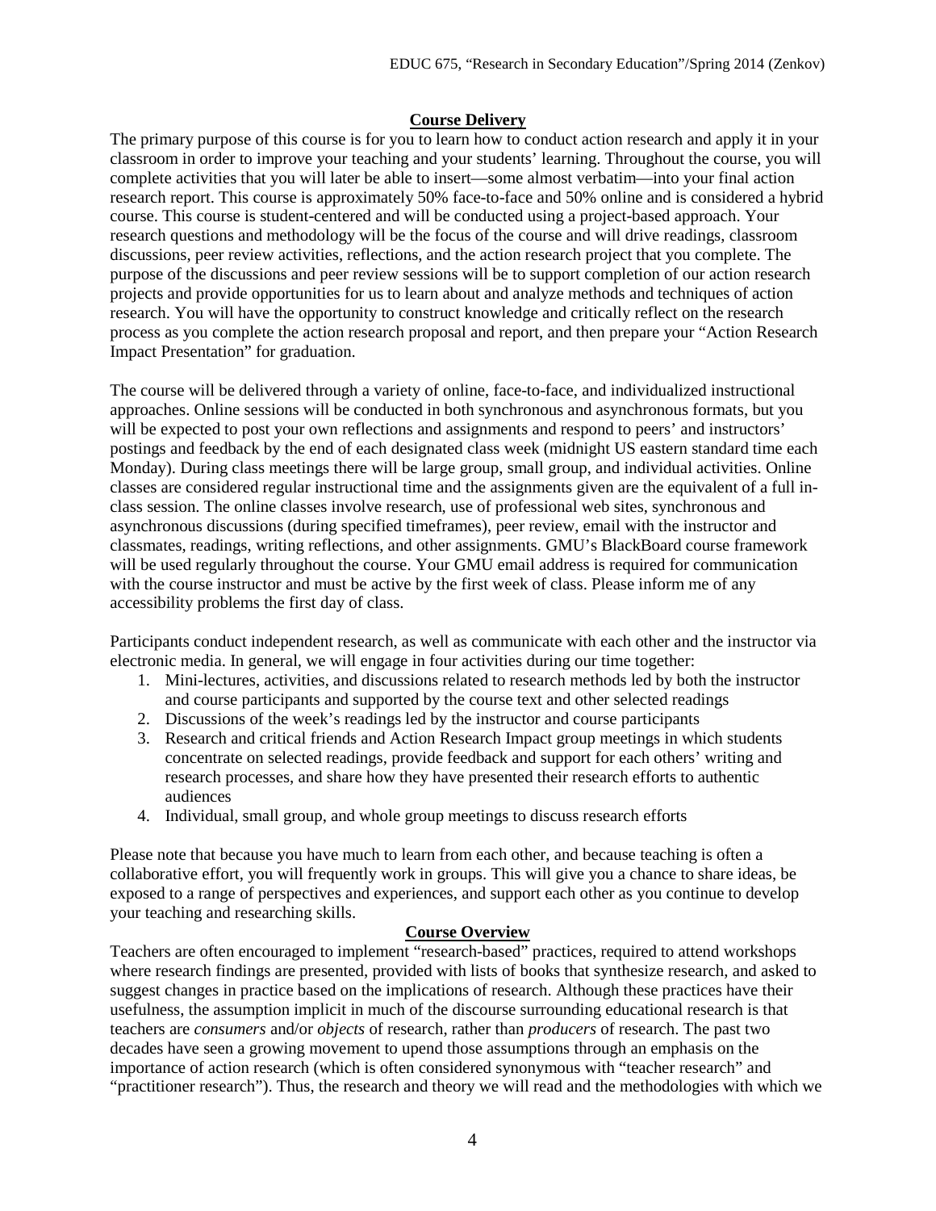## Course Delivery

The primary purpose of this course is for you to learn how to conduct action research and apply it in your classroom in order to improve your teaching and your students' learning. Throughout the course, you will complete activities that you will later be able to insert—some almost verbatim—into your final action research report. This course is approximately 50% face-to-face and 50% online and is considered a hybrid course. This course is student-centered and will be conducted using a project-based approach. Your research questions and methodology will be the focus of the course and will drive readings, classroom discussions, peer review activities, reflections, and the action research project that you complete. The purpose of the discussions and peer review sessions will be to support completion of our action research projects and provide opportunities for us to learn about and analyze methods and techniques of action research. You will have the opportunity to construct knowledge and critically reflect on the research process as you complete the action research proposal and report, and then prepare your "Action Research Impact Presentation" for graduation.

The course will be delivered through a variety of online, face-to-face, and individualized instructional approaches. Online sessions will be conducted in both synchronous and asynchronous formats, but you will be expected to post your own reflections and assignments and respond to peers' and instructors' postings and feedback by the end of each designated class week (midnight US eastern standard time each Monday). During class meetings there will be large group, small group, and individual activities. Online classes are considered regular instructional time and the assignments given are the equivalent of a full in-class session. The online classes involve research, use of professional web sites, synchronous and asynchronous discussions (during specified timeframes), peer review, email with the instructor and classmates, readings, writing reflections, and other assignments. GMU's BlackBoard course framework will be used regularly throughout the course. Your GMU email address is required for communication with the course instructor and must be active by the first week of class. Please inform me of any accessibility problems the first day of class.

Participants conduct independent research, as well as communicate with each other and the instructor via electronic media. In general, we will engage in four activities during our time together:

1. Mini-lectures, activities, and discussions related to research methods led by both the instructor and course participants and supported by the course text and other selected readings
2. Discussions of the week's readings led by the instructor and course participants
3. Research and critical friends and Action Research Impact group meetings in which students concentrate on selected readings, provide feedback and support for each others' writing and research processes, and share how they have presented their research efforts to authentic audiences
4. Individual, small group, and whole group meetings to discuss research efforts

Please note that because you have much to learn from each other, and because teaching is often a collaborative effort, you will frequently work in groups. This will give you a chance to share ideas, be exposed to a range of perspectives and experiences, and support each other as you continue to develop your teaching and researching skills.

## Course Overview

Teachers are often encouraged to implement "research-based" practices, required to attend workshops where research findings are presented, provided with lists of books that synthesize research, and asked to suggest changes in practice based on the implications of research. Although these practices have their usefulness, the assumption implicit in much of the discourse surrounding educational research is that teachers are *consumers* and/or *objects* of research, rather than *producers* of research. The past two decades have seen a growing movement to upend those assumptions through an emphasis on the importance of action research (which is often considered synonymous with "teacher research" and "practitioner research"). Thus, the research and theory we will read and the methodologies with which we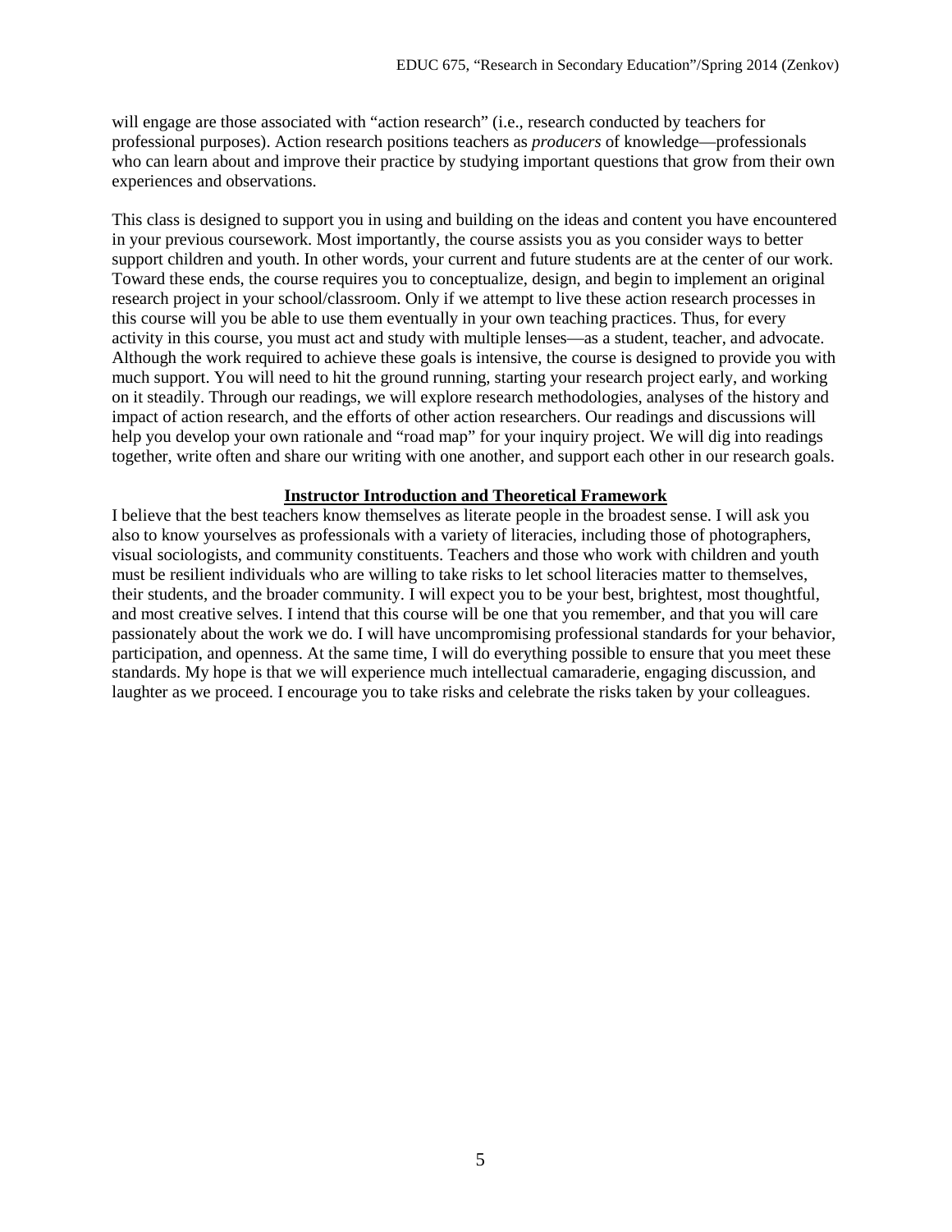will engage are those associated with "action research" (i.e., research conducted by teachers for professional purposes). Action research positions teachers as *producers* of knowledge—professionals who can learn about and improve their practice by studying important questions that grow from their own experiences and observations.

This class is designed to support you in using and building on the ideas and content you have encountered in your previous coursework. Most importantly, the course assists you as you consider ways to better support children and youth. In other words, your current and future students are at the center of our work. Toward these ends, the course requires you to conceptualize, design, and begin to implement an original research project in your school/classroom. Only if we attempt to live these action research processes in this course will you be able to use them eventually in your own teaching practices. Thus, for every activity in this course, you must act and study with multiple lenses—as a student, teacher, and advocate. Although the work required to achieve these goals is intensive, the course is designed to provide you with much support. You will need to hit the ground running, starting your research project early, and working on it steadily. Through our readings, we will explore research methodologies, analyses of the history and impact of action research, and the efforts of other action researchers. Our readings and discussions will help you develop your own rationale and "road map" for your inquiry project. We will dig into readings together, write often and share our writing with one another, and support each other in our research goals.

## Instructor Introduction and Theoretical Framework

I believe that the best teachers know themselves as literate people in the broadest sense. I will ask you also to know yourselves as professionals with a variety of literacies, including those of photographers, visual sociologists, and community constituents. Teachers and those who work with children and youth must be resilient individuals who are willing to take risks to let school literacies matter to themselves, their students, and the broader community. I will expect you to be your best, brightest, most thoughtful, and most creative selves. I intend that this course will be one that you remember, and that you will care passionately about the work we do. I will have uncompromising professional standards for your behavior, participation, and openness. At the same time, I will do everything possible to ensure that you meet these standards. My hope is that we will experience much intellectual camaraderie, engaging discussion, and laughter as we proceed. I encourage you to take risks and celebrate the risks taken by your colleagues.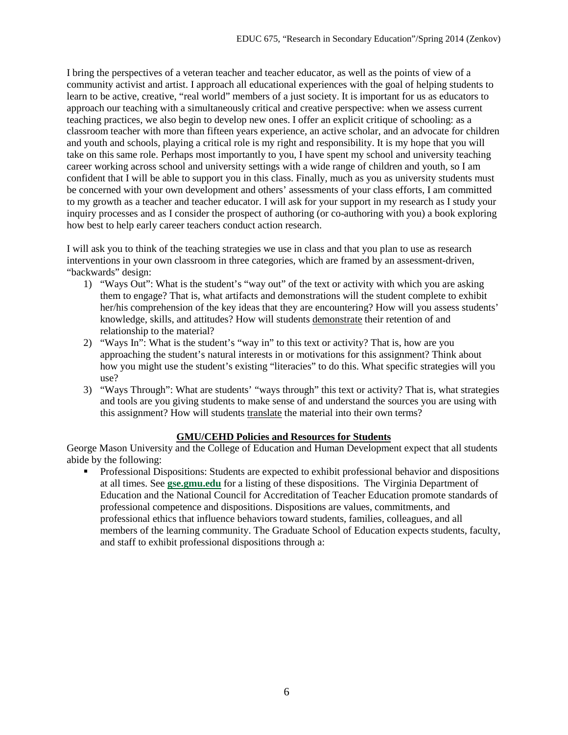I bring the perspectives of a veteran teacher and teacher educator, as well as the points of view of a community activist and artist. I approach all educational experiences with the goal of helping students to learn to be active, creative, "real world" members of a just society. It is important for us as educators to approach our teaching with a simultaneously critical and creative perspective: when we assess current teaching practices, we also begin to develop new ones. I offer an explicit critique of schooling: as a classroom teacher with more than fifteen years experience, an active scholar, and an advocate for children and youth and schools, playing a critical role is my right and responsibility. It is my hope that you will take on this same role. Perhaps most importantly to you, I have spent my school and university teaching career working across school and university settings with a wide range of children and youth, so I am confident that I will be able to support you in this class. Finally, much as you as university students must be concerned with your own development and others' assessments of your class efforts, I am committed to my growth as a teacher and teacher educator. I will ask for your support in my research as I study your inquiry processes and as I consider the prospect of authoring (or co-authoring with you) a book exploring how best to help early career teachers conduct action research.

I will ask you to think of the teaching strategies we use in class and that you plan to use as research interventions in your own classroom in three categories, which are framed by an assessment-driven, "backwards" design:

1) "Ways Out": What is the student's "way out" of the text or activity with which you are asking them to engage? That is, what artifacts and demonstrations will the student complete to exhibit her/his comprehension of the key ideas that they are encountering? How will you assess students' knowledge, skills, and attitudes? How will students <u>demonstrate</u> their retention of and relationship to the material?
2) "Ways In": What is the student's "way in" to this text or activity? That is, how are you approaching the student's natural interests in or motivations for this assignment? Think about how you might use the student's existing "literacies" to do this. What specific strategies will you use?
3) "Ways Through": What are students' "ways through" this text or activity? That is, what strategies and tools are you giving students to make sense of and understand the sources you are using with this assignment? How will students <u>translate</u> the material into their own terms?

## GMU/CEHD Policies and Resources for Students

George Mason University and the College of Education and Human Development expect that all students abide by the following:

- Professional Dispositions: Students are expected to exhibit professional behavior and dispositions at all times. See **gse.gmu.edu** for a listing of these dispositions. The Virginia Department of Education and the National Council for Accreditation of Teacher Education promote standards of professional competence and dispositions. Dispositions are values, commitments, and professional ethics that influence behaviors toward students, families, colleagues, and all members of the learning community. The Graduate School of Education expects students, faculty, and staff to exhibit professional dispositions through a: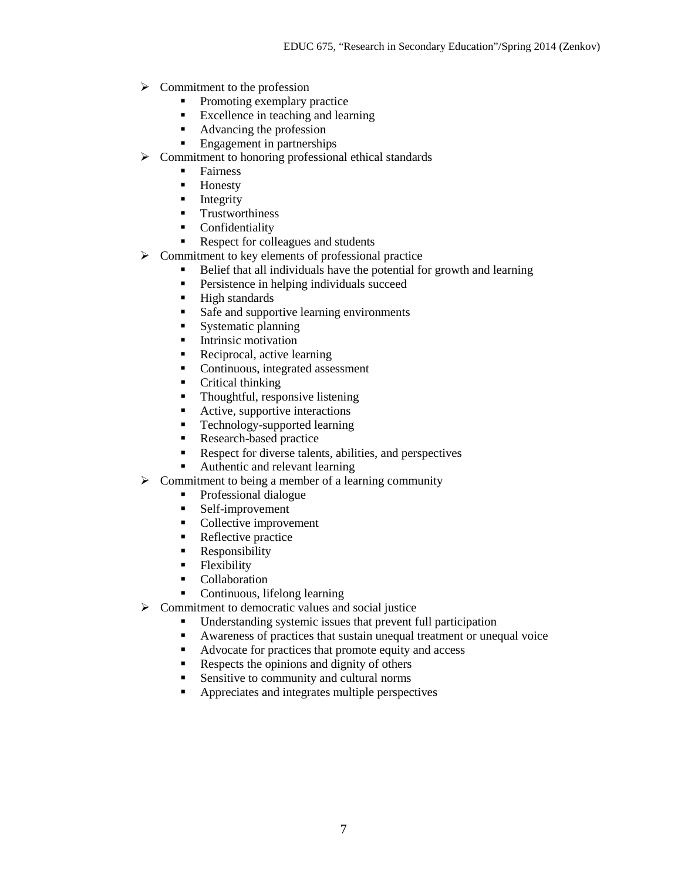- Commitment to the profession
    - Promoting exemplary practice
    - Excellence in teaching and learning
    - Advancing the profession
    - Engagement in partnerships
- Commitment to honoring professional ethical standards
    - Fairness
    - Honesty
    - Integrity
    - Trustworthiness
    - Confidentiality
    - Respect for colleagues and students
- Commitment to key elements of professional practice
    - Belief that all individuals have the potential for growth and learning
    - Persistence in helping individuals succeed
    - High standards
    - Safe and supportive learning environments
    - Systematic planning
    - Intrinsic motivation
    - Reciprocal, active learning
    - Continuous, integrated assessment
    - Critical thinking
    - Thoughtful, responsive listening
    - Active, supportive interactions
    - Technology-supported learning
    - Research-based practice
    - Respect for diverse talents, abilities, and perspectives
    - Authentic and relevant learning
- Commitment to being a member of a learning community
    - Professional dialogue
    - Self-improvement
    - Collective improvement
    - Reflective practice
    - Responsibility
    - Flexibility
    - Collaboration
    - Continuous, lifelong learning
- Commitment to democratic values and social justice
    - Understanding systemic issues that prevent full participation
    - Awareness of practices that sustain unequal treatment or unequal voice
    - Advocate for practices that promote equity and access
    - Respects the opinions and dignity of others
    - Sensitive to community and cultural norms
    - Appreciates and integrates multiple perspectives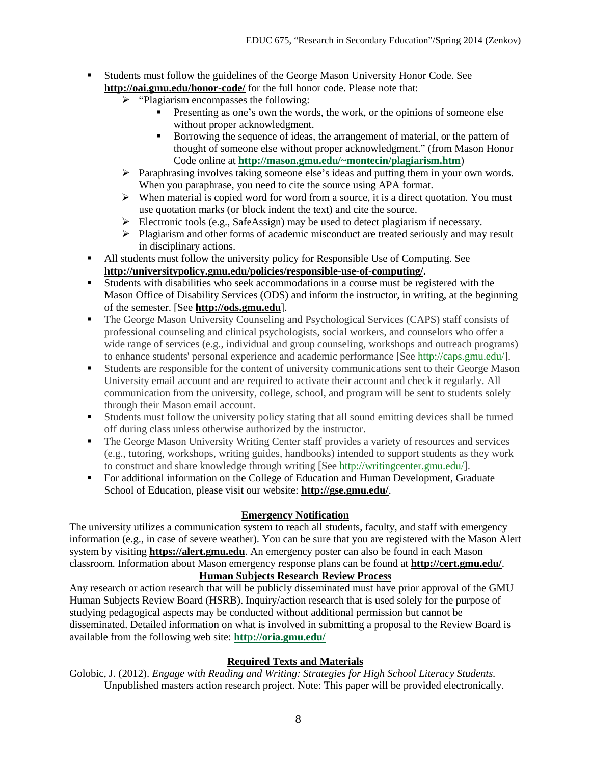- Students must follow the guidelines of the George Mason University Honor Code. See **http://oai.gmu.edu/honor-code/** for the full honor code. Please note that:
  - "Plagiarism encompasses the following:
    - Presenting as one's own the words, the work, or the opinions of someone else without proper acknowledgment.
    - Borrowing the sequence of ideas, the arrangement of material, or the pattern of thought of someone else without proper acknowledgment." (from Mason Honor Code online at **http://mason.gmu.edu/~montecin/plagiarism.htm**)
  - Paraphrasing involves taking someone else's ideas and putting them in your own words. When you paraphrase, you need to cite the source using APA format.
  - When material is copied word for word from a source, it is a direct quotation. You must use quotation marks (or block indent the text) and cite the source.
  - Electronic tools (e.g., SafeAssign) may be used to detect plagiarism if necessary.
  - Plagiarism and other forms of academic misconduct are treated seriously and may result in disciplinary actions.
- All students must follow the university policy for Responsible Use of Computing. See **http://universitypolicy.gmu.edu/policies/responsible-use-of-computing/.**
- Students with disabilities who seek accommodations in a course must be registered with the Mason Office of Disability Services (ODS) and inform the instructor, in writing, at the beginning of the semester. [See **http://ods.gmu.edu**].
- The George Mason University Counseling and Psychological Services (CAPS) staff consists of professional counseling and clinical psychologists, social workers, and counselors who offer a wide range of services (e.g., individual and group counseling, workshops and outreach programs) to enhance students' personal experience and academic performance [See http://caps.gmu.edu/].
- Students are responsible for the content of university communications sent to their George Mason University email account and are required to activate their account and check it regularly. All communication from the university, college, school, and program will be sent to students solely through their Mason email account.
- Students must follow the university policy stating that all sound emitting devices shall be turned off during class unless otherwise authorized by the instructor.
- The George Mason University Writing Center staff provides a variety of resources and services (e.g., tutoring, workshops, writing guides, handbooks) intended to support students as they work to construct and share knowledge through writing [See http://writingcenter.gmu.edu/].
- For additional information on the College of Education and Human Development, Graduate School of Education, please visit our website: **http://gse.gmu.edu/**.

## Emergency Notification

The university utilizes a communication system to reach all students, faculty, and staff with emergency information (e.g., in case of severe weather). You can be sure that you are registered with the Mason Alert system by visiting **https://alert.gmu.edu**. An emergency poster can also be found in each Mason classroom. Information about Mason emergency response plans can be found at **http://cert.gmu.edu/**.

## Human Subjects Research Review Process

Any research or action research that will be publicly disseminated must have prior approval of the GMU Human Subjects Review Board (HSRB). Inquiry/action research that is used solely for the purpose of studying pedagogical aspects may be conducted without additional permission but cannot be disseminated. Detailed information on what is involved in submitting a proposal to the Review Board is available from the following web site: **http://oria.gmu.edu/**

## Required Texts and Materials

Golobic, J. (2012). *Engage with Reading and Writing: Strategies for High School Literacy Students.* Unpublished masters action research project. Note: This paper will be provided electronically.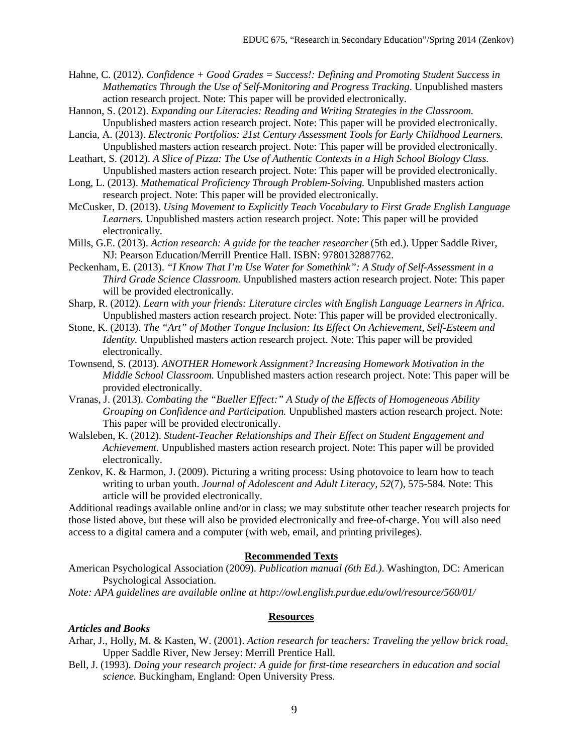Hahne, C. (2012). *Confidence + Good Grades = Success!: Defining and Promoting Student Success in Mathematics Through the Use of Self-Monitoring and Progress Tracking*. Unpublished masters action research project. Note: This paper will be provided electronically.

Hannon, S. (2012). *Expanding our Literacies: Reading and Writing Strategies in the Classroom.* Unpublished masters action research project. Note: This paper will be provided electronically.

Lancia, A. (2013). *Electronic Portfolios: 21st Century Assessment Tools for Early Childhood Learners.* Unpublished masters action research project. Note: This paper will be provided electronically.

Leathart, S. (2012). *A Slice of Pizza: The Use of Authentic Contexts in a High School Biology Class.* Unpublished masters action research project. Note: This paper will be provided electronically.

Long, L. (2013). *Mathematical Proficiency Through Problem-Solving.* Unpublished masters action research project. Note: This paper will be provided electronically.

McCusker, D. (2013). *Using Movement to Explicitly Teach Vocabulary to First Grade English Language Learners.* Unpublished masters action research project. Note: This paper will be provided electronically.

Mills, G.E. (2013). *Action research: A guide for the teacher researcher* (5th ed.). Upper Saddle River, NJ: Pearson Education/Merrill Prentice Hall. ISBN: 9780132887762.

Peckenham, E. (2013). *"I Know That I'm Use Water for Somethink": A Study of Self-Assessment in a Third Grade Science Classroom.* Unpublished masters action research project. Note: This paper will be provided electronically.

Sharp, R. (2012). *Learn with your friends: Literature circles with English Language Learners in Africa*. Unpublished masters action research project. Note: This paper will be provided electronically.

Stone, K. (2013). *The "Art" of Mother Tongue Inclusion: Its Effect On Achievement, Self-Esteem and Identity.* Unpublished masters action research project. Note: This paper will be provided electronically.

Townsend, S. (2013). *ANOTHER Homework Assignment? Increasing Homework Motivation in the Middle School Classroom.* Unpublished masters action research project. Note: This paper will be provided electronically.

Vranas, J. (2013). *Combating the "Bueller Effect:" A Study of the Effects of Homogeneous Ability Grouping on Confidence and Participation.* Unpublished masters action research project. Note: This paper will be provided electronically.

Walsleben, K. (2012). *Student-Teacher Relationships and Their Effect on Student Engagement and Achievement.* Unpublished masters action research project. Note: This paper will be provided electronically.

Zenkov, K. & Harmon, J. (2009). Picturing a writing process: Using photovoice to learn how to teach writing to urban youth. *Journal of Adolescent and Adult Literacy, 52*(7), 575-584. Note: This article will be provided electronically.

Additional readings available online and/or in class; we may substitute other teacher research projects for those listed above, but these will also be provided electronically and free-of-charge. You will also need access to a digital camera and a computer (with web, email, and printing privileges).

## Recommended Texts

American Psychological Association (2009). *Publication manual (6th Ed.)*. Washington, DC: American Psychological Association.

*Note: APA guidelines are available online at http://owl.english.purdue.edu/owl/resource/560/01/*

## Resources

### *Articles and Books*

Arhar, J., Holly, M. & Kasten, W. (2001). *Action research for teachers: Traveling the yellow brick road*. Upper Saddle River, New Jersey: Merrill Prentice Hall.

Bell, J. (1993). *Doing your research project: A guide for first-time researchers in education and social science.* Buckingham, England: Open University Press.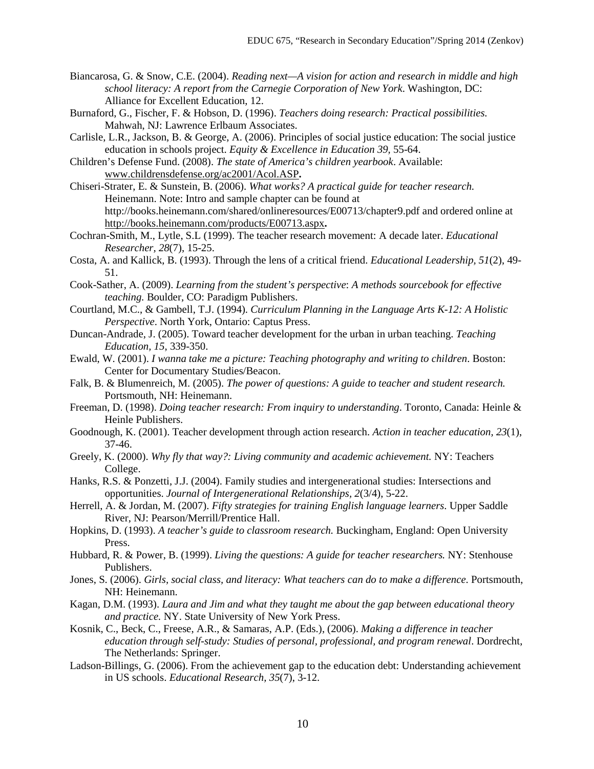Biancarosa, G. & Snow, C.E. (2004). *Reading next—A vision for action and research in middle and high school literacy: A report from the Carnegie Corporation of New York*. Washington, DC: Alliance for Excellent Education, 12.

Burnaford, G., Fischer, F. & Hobson, D. (1996). *Teachers doing research: Practical possibilities.* Mahwah, NJ: Lawrence Erlbaum Associates.

Carlisle, L.R., Jackson, B. & George, A. (2006). Principles of social justice education: The social justice education in schools project. *Equity & Excellence in Education 39,* 55-64.

Children's Defense Fund. (2008). *The state of America's children yearbook*. Available: www.childrensdefense.org/ac2001/Acol.ASP**.**

Chiseri-Strater, E. & Sunstein, B. (2006). *What works? A practical guide for teacher research.* Heinemann. Note: Intro and sample chapter can be found at http://books.heinemann.com/shared/onlineresources/E00713/chapter9.pdf and ordered online at http://books.heinemann.com/products/E00713.aspx**.**

Cochran-Smith, M., Lytle, S.L (1999). The teacher research movement: A decade later. *Educational Researcher, 28*(7), 15-25.

Costa, A. and Kallick, B. (1993). Through the lens of a critical friend. *Educational Leadership*, *51*(2), 49-51.

Cook-Sather, A. (2009). *Learning from the student's perspective*: *A methods sourcebook for effective teaching.* Boulder, CO: Paradigm Publishers.

Courtland, M.C., & Gambell, T.J. (1994). *Curriculum Planning in the Language Arts K-12: A Holistic Perspective*. North York, Ontario: Captus Press.

Duncan-Andrade, J. (2005). Toward teacher development for the urban in urban teaching. *Teaching Education, 15*, 339-350.

Ewald, W. (2001). *I wanna take me a picture: Teaching photography and writing to children*. Boston: Center for Documentary Studies/Beacon.

Falk, B. & Blumenreich, M. (2005). *The power of questions: A guide to teacher and student research.* Portsmouth, NH: Heinemann.

Freeman, D. (1998). *Doing teacher research: From inquiry to understanding*. Toronto, Canada: Heinle & Heinle Publishers.

Goodnough, K. (2001). Teacher development through action research. *Action in teacher education, 23*(1), 37-46.

Greely, K. (2000). *Why fly that way?: Living community and academic achievement.* NY: Teachers College.

Hanks, R.S. & Ponzetti, J.J. (2004). Family studies and intergenerational studies: Intersections and opportunities. *Journal of Intergenerational Relationships, 2*(3/4), 5-22.

Herrell, A. & Jordan, M. (2007). *Fifty strategies for training English language learners*. Upper Saddle River, NJ: Pearson/Merrill/Prentice Hall.

Hopkins, D. (1993). *A teacher's guide to classroom research.* Buckingham, England: Open University Press.

Hubbard, R. & Power, B. (1999). *Living the questions: A guide for teacher researchers.* NY: Stenhouse Publishers.

Jones, S. (2006). *Girls, social class, and literacy: What teachers can do to make a difference*. Portsmouth, NH: Heinemann.

Kagan, D.M. (1993). *Laura and Jim and what they taught me about the gap between educational theory and practice.* NY. State University of New York Press.

Kosnik, C., Beck, C., Freese, A.R., & Samaras, A.P. (Eds.), (2006). *Making a difference in teacher education through self-study: Studies of personal, professional, and program renewal*. Dordrecht, The Netherlands: Springer.

Ladson-Billings, G. (2006). From the achievement gap to the education debt: Understanding achievement in US schools. *Educational Research, 35*(7), 3-12.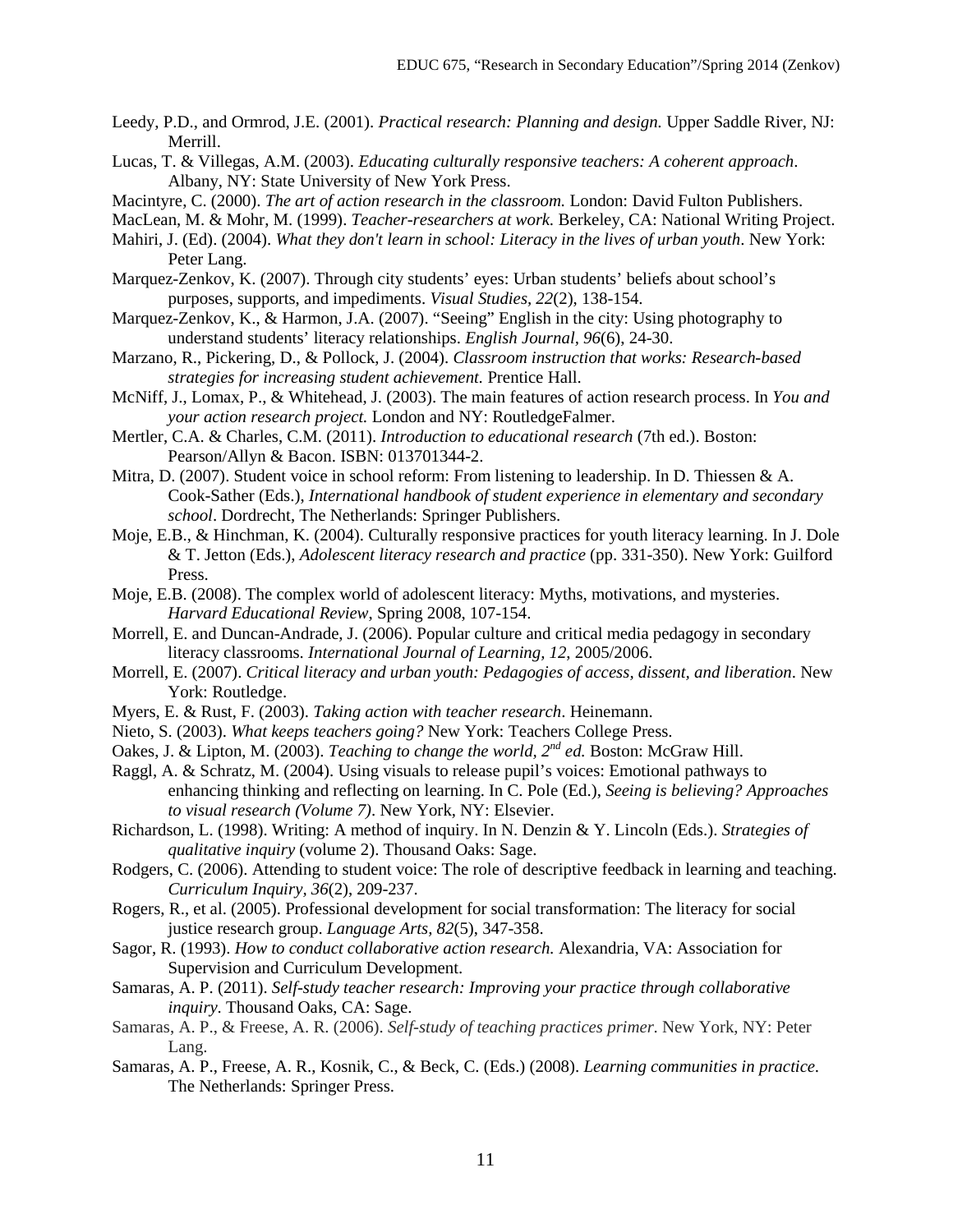Leedy, P.D., and Ormrod, J.E. (2001). *Practical research: Planning and design.* Upper Saddle River, NJ: Merrill.

Lucas, T. & Villegas, A.M. (2003). *Educating culturally responsive teachers: A coherent approach*. Albany, NY: State University of New York Press.

Macintyre, C. (2000). *The art of action research in the classroom.* London: David Fulton Publishers.

MacLean, M. & Mohr, M. (1999). *Teacher-researchers at work.* Berkeley, CA: National Writing Project.

Mahiri, J. (Ed). (2004). *What they don't learn in school: Literacy in the lives of urban youth*. New York: Peter Lang.

Marquez-Zenkov, K. (2007). Through city students' eyes: Urban students' beliefs about school's purposes, supports, and impediments. *Visual Studies, 22*(2), 138-154.

Marquez-Zenkov, K., & Harmon, J.A. (2007). "Seeing" English in the city: Using photography to understand students' literacy relationships. *English Journal, 96*(6), 24-30.

Marzano, R., Pickering, D., & Pollock, J. (2004). *Classroom instruction that works: Research-based strategies for increasing student achievement.* Prentice Hall.

McNiff, J., Lomax, P., & Whitehead, J. (2003). The main features of action research process. In *You and your action research project.* London and NY: RoutledgeFalmer.

Mertler, C.A. & Charles, C.M. (2011). *Introduction to educational research* (7th ed.). Boston: Pearson/Allyn & Bacon. ISBN: 013701344-2.

Mitra, D. (2007). Student voice in school reform: From listening to leadership. In D. Thiessen & A. Cook-Sather (Eds.), *International handbook of student experience in elementary and secondary school*. Dordrecht, The Netherlands: Springer Publishers.

Moje, E.B., & Hinchman, K. (2004). Culturally responsive practices for youth literacy learning. In J. Dole & T. Jetton (Eds.), *Adolescent literacy research and practice* (pp. 331-350). New York: Guilford Press.

Moje, E.B. (2008). The complex world of adolescent literacy: Myths, motivations, and mysteries. *Harvard Educational Review*, Spring 2008, 107-154.

Morrell, E. and Duncan-Andrade, J. (2006). Popular culture and critical media pedagogy in secondary literacy classrooms. *International Journal of Learning, 12*, 2005/2006.

Morrell, E. (2007). *Critical literacy and urban youth: Pedagogies of access, dissent, and liberation*. New York: Routledge.

Myers, E. & Rust, F. (2003). *Taking action with teacher research*. Heinemann.

Nieto, S. (2003). *What keeps teachers going?* New York: Teachers College Press.

Oakes, J. & Lipton, M. (2003). *Teaching to change the world, 2nd ed.* Boston: McGraw Hill.

Raggl, A. & Schratz, M. (2004). Using visuals to release pupil's voices: Emotional pathways to enhancing thinking and reflecting on learning. In C. Pole (Ed.), *Seeing is believing? Approaches to visual research (Volume 7)*. New York, NY: Elsevier.

Richardson, L. (1998). Writing: A method of inquiry. In N. Denzin & Y. Lincoln (Eds.). *Strategies of qualitative inquiry* (volume 2). Thousand Oaks: Sage.

Rodgers, C. (2006). Attending to student voice: The role of descriptive feedback in learning and teaching. *Curriculum Inquiry, 36*(2), 209-237.

Rogers, R., et al. (2005). Professional development for social transformation: The literacy for social justice research group. *Language Arts, 82*(5), 347-358.

Sagor, R. (1993). *How to conduct collaborative action research.* Alexandria, VA: Association for Supervision and Curriculum Development.

Samaras, A. P. (2011). *Self-study teacher research: Improving your practice through collaborative inquiry.* Thousand Oaks, CA: Sage.

Samaras, A. P., & Freese, A. R. (2006). *Self-study of teaching practices primer.* New York, NY: Peter Lang.

Samaras, A. P., Freese, A. R., Kosnik, C., & Beck, C. (Eds.) (2008). *Learning communities in practice.* The Netherlands: Springer Press.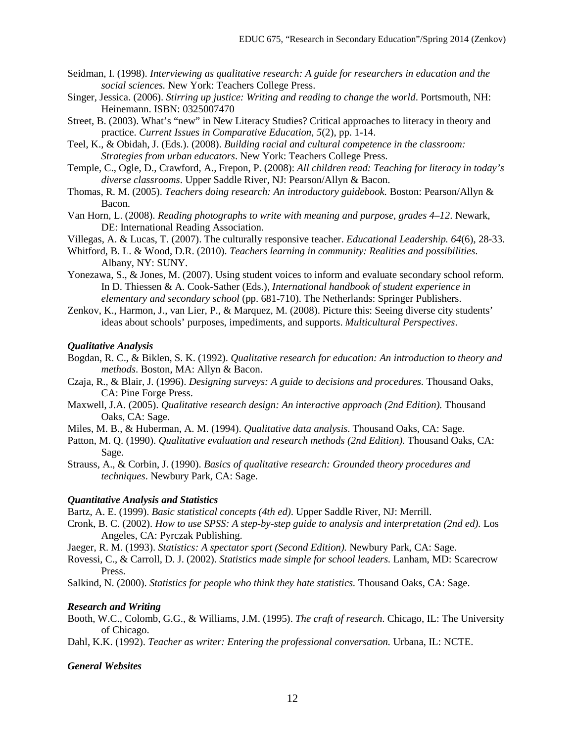Seidman, I. (1998). *Interviewing as qualitative research: A guide for researchers in education and the social sciences.* New York: Teachers College Press.

Singer, Jessica. (2006). *Stirring up justice: Writing and reading to change the world*. Portsmouth, NH: Heinemann. ISBN: 0325007470

Street, B. (2003). What's "new" in New Literacy Studies? Critical approaches to literacy in theory and practice. *Current Issues in Comparative Education, 5*(2), pp. 1-14.

Teel, K., & Obidah, J. (Eds.). (2008). *Building racial and cultural competence in the classroom: Strategies from urban educators*. New York: Teachers College Press.

Temple, C., Ogle, D., Crawford, A., Frepon, P. (2008): *All children read: Teaching for literacy in today's diverse classrooms*. Upper Saddle River, NJ: Pearson/Allyn & Bacon.

Thomas, R. M. (2005). *Teachers doing research: An introductory guidebook.* Boston: Pearson/Allyn & Bacon.

Van Horn, L. (2008). *Reading photographs to write with meaning and purpose, grades 4–12*. Newark, DE: International Reading Association.

Villegas, A. & Lucas, T. (2007). The culturally responsive teacher. *Educational Leadership. 64*(6), 28-33.

Whitford, B. L. & Wood, D.R. (2010). *Teachers learning in community: Realities and possibilities*. Albany, NY: SUNY.

Yonezawa, S., & Jones, M. (2007). Using student voices to inform and evaluate secondary school reform. In D. Thiessen & A. Cook-Sather (Eds.), *International handbook of student experience in elementary and secondary school* (pp. 681-710). The Netherlands: Springer Publishers.

Zenkov, K., Harmon, J., van Lier, P., & Marquez, M. (2008). Picture this: Seeing diverse city students' ideas about schools' purposes, impediments, and supports. *Multicultural Perspectives*.

### *Qualitative Analysis*

Bogdan, R. C., & Biklen, S. K. (1992). *Qualitative research for education: An introduction to theory and methods*. Boston, MA: Allyn & Bacon.

Czaja, R., & Blair, J. (1996). *Designing surveys: A guide to decisions and procedures.* Thousand Oaks, CA: Pine Forge Press.

Maxwell, J.A. (2005). *Qualitative research design: An interactive approach (2nd Edition).* Thousand Oaks, CA: Sage.

Miles, M. B., & Huberman, A. M. (1994). *Qualitative data analysis*. Thousand Oaks, CA: Sage.

Patton, M. Q. (1990). *Qualitative evaluation and research methods (2nd Edition).* Thousand Oaks, CA: Sage.

Strauss, A., & Corbin, J. (1990). *Basics of qualitative research: Grounded theory procedures and techniques*. Newbury Park, CA: Sage.

### *Quantitative Analysis and Statistics*

Bartz, A. E. (1999). *Basic statistical concepts (4th ed)*. Upper Saddle River, NJ: Merrill.

Cronk, B. C. (2002). *How to use SPSS: A step-by-step guide to analysis and interpretation (2nd ed).* Los Angeles, CA: Pyrczak Publishing.

Jaeger, R. M. (1993). *Statistics: A spectator sport (Second Edition).* Newbury Park, CA: Sage.

Rovessi, C., & Carroll, D. J. (2002). *Statistics made simple for school leaders.* Lanham, MD: Scarecrow Press.

Salkind, N. (2000). *Statistics for people who think they hate statistics.* Thousand Oaks, CA: Sage.

### *Research and Writing*

Booth, W.C., Colomb, G.G., & Williams, J.M. (1995). *The craft of research*. Chicago, IL: The University of Chicago.

Dahl, K.K. (1992). *Teacher as writer: Entering the professional conversation.* Urbana, IL: NCTE.

### *General Websites*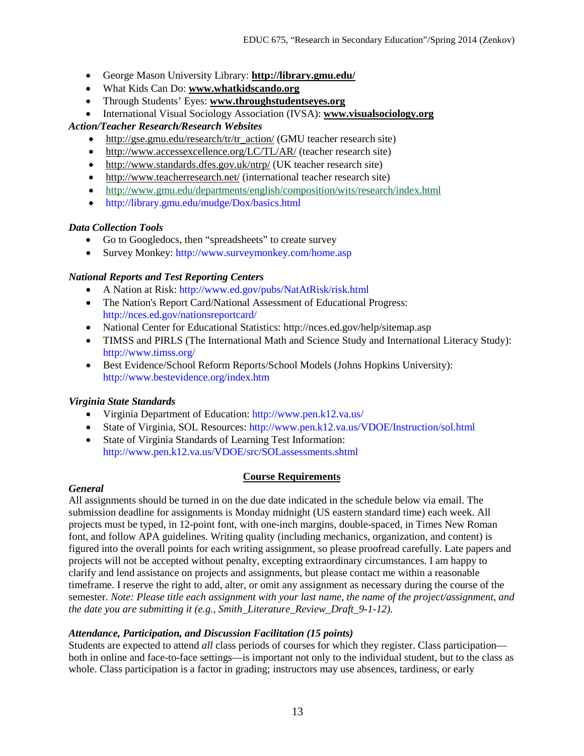- George Mason University Library: **http://library.gmu.edu/**
- What Kids Can Do: **www.whatkidscando.org**
- Through Students' Eyes: **www.throughstudentseyes.org**
- International Visual Sociology Association (IVSA): **www.visualsociology.org**

***Action/Teacher Research/Research Websites***

- http://gse.gmu.edu/research/tr/tr_action/ (GMU teacher research site)
- http://www.accessexcellence.org/LC/TL/AR/ (teacher research site)
- http://www.standards.dfes.gov.uk/ntrp/ (UK teacher research site)
- http://www.teacherresearch.net/ (international teacher research site)
- http://www.gmu.edu/departments/english/composition/wits/research/index.html
- http://library.gmu.edu/mudge/Dox/basics.html

***Data Collection Tools***

- Go to Googledocs, then "spreadsheets" to create survey
- Survey Monkey: http://www.surveymonkey.com/home.asp

***National Reports and Test Reporting Centers***

- A Nation at Risk: http://www.ed.gov/pubs/NatAtRisk/risk.html
- The Nation's Report Card/National Assessment of Educational Progress: http://nces.ed.gov/nationsreportcard/
- National Center for Educational Statistics: http://nces.ed.gov/help/sitemap.asp
- TIMSS and PIRLS (The International Math and Science Study and International Literacy Study): http://www.timss.org/
- Best Evidence/School Reform Reports/School Models (Johns Hopkins University): http://www.bestevidence.org/index.htm

***Virginia State Standards***

- Virginia Department of Education: http://www.pen.k12.va.us/
- State of Virginia, SOL Resources: http://www.pen.k12.va.us/VDOE/Instruction/sol.html
- State of Virginia Standards of Learning Test Information: http://www.pen.k12.va.us/VDOE/src/SOLassessments.shtml

## Course Requirements

***General***

All assignments should be turned in on the due date indicated in the schedule below via email. The submission deadline for assignments is Monday midnight (US eastern standard time) each week. All projects must be typed, in 12-point font, with one-inch margins, double-spaced, in Times New Roman font, and follow APA guidelines. Writing quality (including mechanics, organization, and content) is figured into the overall points for each writing assignment, so please proofread carefully. Late papers and projects will not be accepted without penalty, excepting extraordinary circumstances. I am happy to clarify and lend assistance on projects and assignments, but please contact me within a reasonable timeframe. I reserve the right to add, alter, or omit any assignment as necessary during the course of the semester. *Note: Please title each assignment with your last name, the name of the project/assignment, and the date you are submitting it (e.g., Smith_Literature_Review_Draft_9-1-12).*

***Attendance, Participation, and Discussion Facilitation (15 points)***

Students are expected to attend *all* class periods of courses for which they register. Class participation—both in online and face-to-face settings—is important not only to the individual student, but to the class as whole. Class participation is a factor in grading; instructors may use absences, tardiness, or early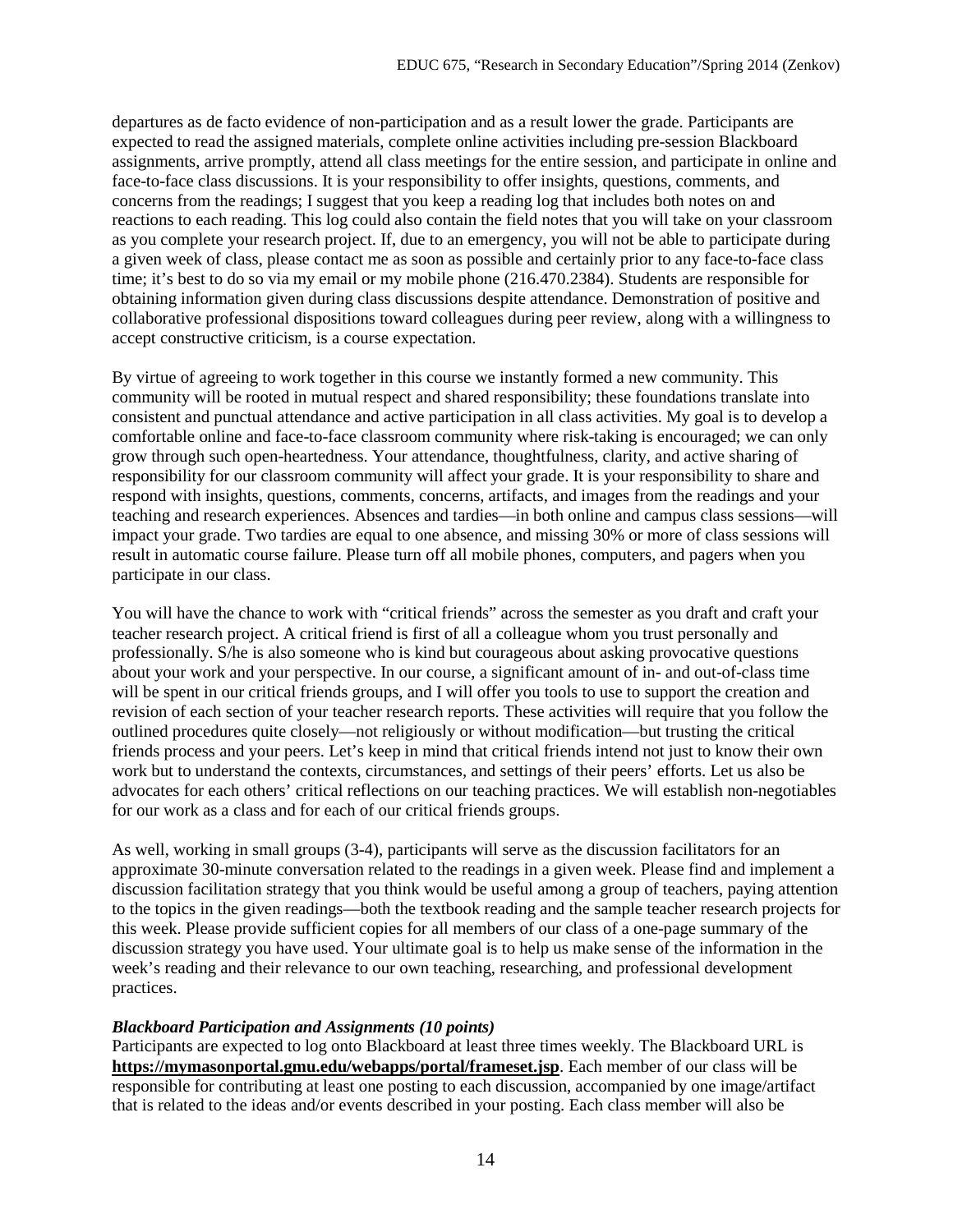departures as de facto evidence of non-participation and as a result lower the grade. Participants are expected to read the assigned materials, complete online activities including pre-session Blackboard assignments, arrive promptly, attend all class meetings for the entire session, and participate in online and face-to-face class discussions. It is your responsibility to offer insights, questions, comments, and concerns from the readings; I suggest that you keep a reading log that includes both notes on and reactions to each reading. This log could also contain the field notes that you will take on your classroom as you complete your research project. If, due to an emergency, you will not be able to participate during a given week of class, please contact me as soon as possible and certainly prior to any face-to-face class time; it's best to do so via my email or my mobile phone (216.470.2384). Students are responsible for obtaining information given during class discussions despite attendance. Demonstration of positive and collaborative professional dispositions toward colleagues during peer review, along with a willingness to accept constructive criticism, is a course expectation.

By virtue of agreeing to work together in this course we instantly formed a new community. This community will be rooted in mutual respect and shared responsibility; these foundations translate into consistent and punctual attendance and active participation in all class activities. My goal is to develop a comfortable online and face-to-face classroom community where risk-taking is encouraged; we can only grow through such open-heartedness. Your attendance, thoughtfulness, clarity, and active sharing of responsibility for our classroom community will affect your grade. It is your responsibility to share and respond with insights, questions, comments, concerns, artifacts, and images from the readings and your teaching and research experiences. Absences and tardies—in both online and campus class sessions—will impact your grade. Two tardies are equal to one absence, and missing 30% or more of class sessions will result in automatic course failure. Please turn off all mobile phones, computers, and pagers when you participate in our class.

You will have the chance to work with "critical friends" across the semester as you draft and craft your teacher research project. A critical friend is first of all a colleague whom you trust personally and professionally. S/he is also someone who is kind but courageous about asking provocative questions about your work and your perspective. In our course, a significant amount of in- and out-of-class time will be spent in our critical friends groups, and I will offer you tools to use to support the creation and revision of each section of your teacher research reports. These activities will require that you follow the outlined procedures quite closely—not religiously or without modification—but trusting the critical friends process and your peers. Let's keep in mind that critical friends intend not just to know their own work but to understand the contexts, circumstances, and settings of their peers' efforts. Let us also be advocates for each others' critical reflections on our teaching practices. We will establish non-negotiables for our work as a class and for each of our critical friends groups.

As well, working in small groups (3-4), participants will serve as the discussion facilitators for an approximate 30-minute conversation related to the readings in a given week. Please find and implement a discussion facilitation strategy that you think would be useful among a group of teachers, paying attention to the topics in the given readings—both the textbook reading and the sample teacher research projects for this week. Please provide sufficient copies for all members of our class of a one-page summary of the discussion strategy you have used. Your ultimate goal is to help us make sense of the information in the week's reading and their relevance to our own teaching, researching, and professional development practices.

***Blackboard Participation and Assignments (10 points)***

Participants are expected to log onto Blackboard at least three times weekly. The Blackboard URL is **https://mymasonportal.gmu.edu/webapps/portal/frameset.jsp**. Each member of our class will be responsible for contributing at least one posting to each discussion, accompanied by one image/artifact that is related to the ideas and/or events described in your posting. Each class member will also be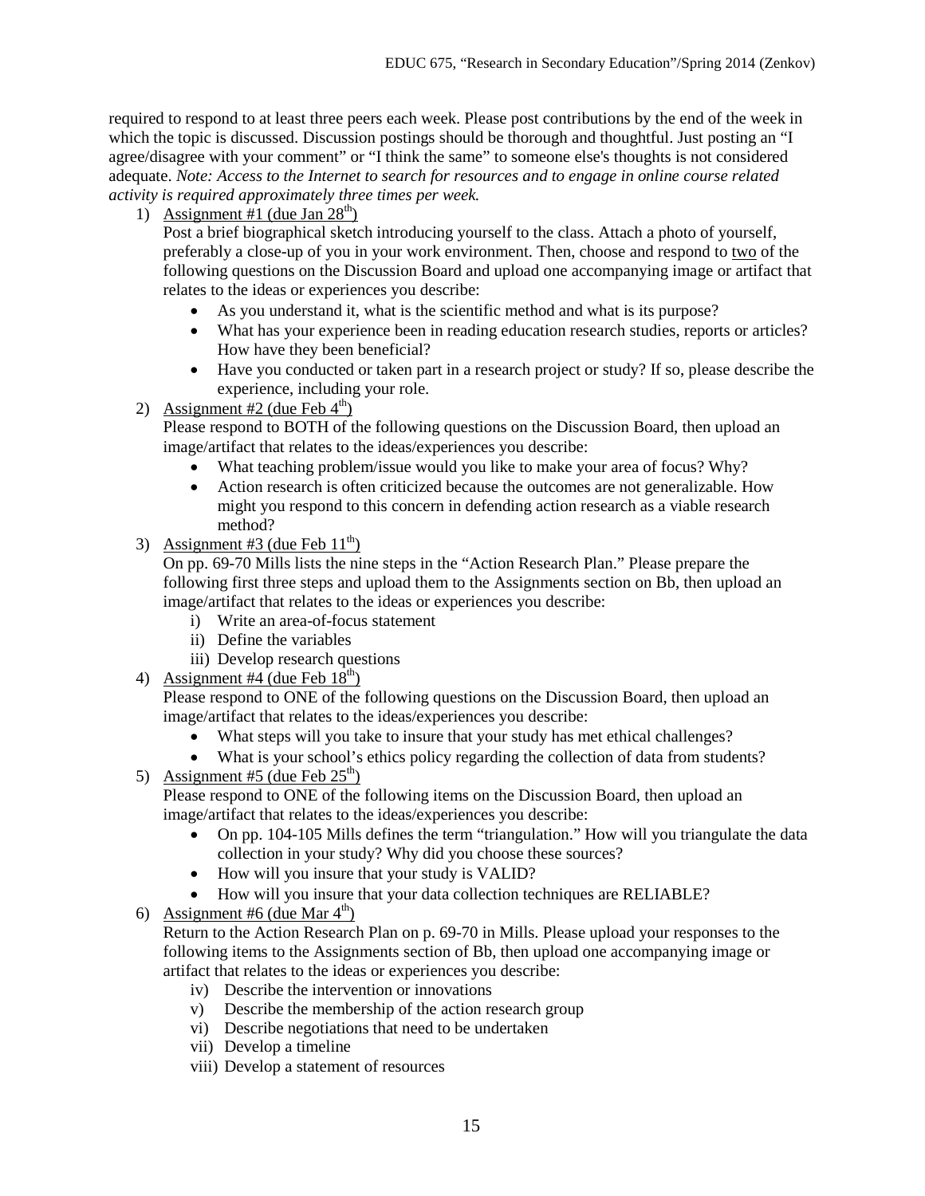required to respond to at least three peers each week. Please post contributions by the end of the week in which the topic is discussed. Discussion postings should be thorough and thoughtful. Just posting an "I agree/disagree with your comment" or "I think the same" to someone else's thoughts is not considered adequate. *Note: Access to the Internet to search for resources and to engage in online course related activity is required approximately three times per week.*

1) Assignment #1 (due Jan 28th)
   Post a brief biographical sketch introducing yourself to the class. Attach a photo of yourself, preferably a close-up of you in your work environment. Then, choose and respond to two of the following questions on the Discussion Board and upload one accompanying image or artifact that relates to the ideas or experiences you describe:
   - As you understand it, what is the scientific method and what is its purpose?
   - What has your experience been in reading education research studies, reports or articles? How have they been beneficial?
   - Have you conducted or taken part in a research project or study? If so, please describe the experience, including your role.
2) Assignment #2 (due Feb 4th)
   Please respond to BOTH of the following questions on the Discussion Board, then upload an image/artifact that relates to the ideas/experiences you describe:
   - What teaching problem/issue would you like to make your area of focus? Why?
   - Action research is often criticized because the outcomes are not generalizable. How might you respond to this concern in defending action research as a viable research method?
3) Assignment #3 (due Feb 11th)
   On pp. 69-70 Mills lists the nine steps in the "Action Research Plan." Please prepare the following first three steps and upload them to the Assignments section on Bb, then upload an image/artifact that relates to the ideas or experiences you describe:
   i) Write an area-of-focus statement
   ii) Define the variables
   iii) Develop research questions
4) Assignment #4 (due Feb 18th)
   Please respond to ONE of the following questions on the Discussion Board, then upload an image/artifact that relates to the ideas/experiences you describe:
   - What steps will you take to insure that your study has met ethical challenges?
   - What is your school's ethics policy regarding the collection of data from students?
5) Assignment #5 (due Feb 25th)
   Please respond to ONE of the following items on the Discussion Board, then upload an image/artifact that relates to the ideas/experiences you describe:
   - On pp. 104-105 Mills defines the term "triangulation." How will you triangulate the data collection in your study? Why did you choose these sources?
   - How will you insure that your study is VALID?
   - How will you insure that your data collection techniques are RELIABLE?
6) Assignment #6 (due Mar 4th)
   Return to the Action Research Plan on p. 69-70 in Mills. Please upload your responses to the following items to the Assignments section of Bb, then upload one accompanying image or artifact that relates to the ideas or experiences you describe:
   iv) Describe the intervention or innovations
   v) Describe the membership of the action research group
   vi) Describe negotiations that need to be undertaken
   vii) Develop a timeline
   viii) Develop a statement of resources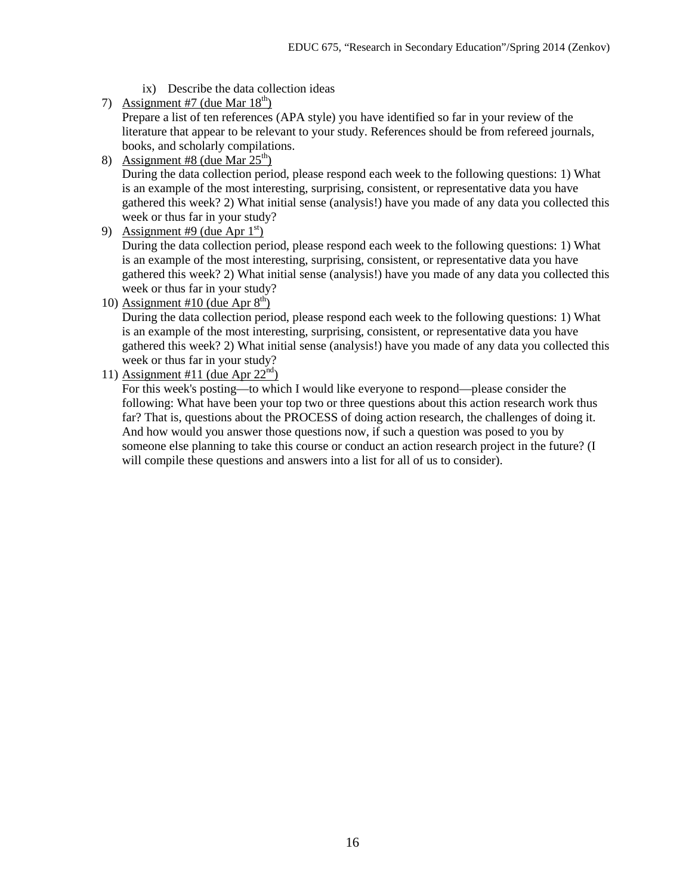ix) Describe the data collection ideas

7) <u>Assignment #7 (due Mar 18th)</u>
   Prepare a list of ten references (APA style) you have identified so far in your review of the literature that appear to be relevant to your study. References should be from refereed journals, books, and scholarly compilations.

8) <u>Assignment #8 (due Mar 25th)</u>
   During the data collection period, please respond each week to the following questions: 1) What is an example of the most interesting, surprising, consistent, or representative data you have gathered this week? 2) What initial sense (analysis!) have you made of any data you collected this week or thus far in your study?

9) <u>Assignment #9 (due Apr 1st)</u>
   During the data collection period, please respond each week to the following questions: 1) What is an example of the most interesting, surprising, consistent, or representative data you have gathered this week? 2) What initial sense (analysis!) have you made of any data you collected this week or thus far in your study?

10) <u>Assignment #10 (due Apr 8th)</u>
    During the data collection period, please respond each week to the following questions: 1) What is an example of the most interesting, surprising, consistent, or representative data you have gathered this week? 2) What initial sense (analysis!) have you made of any data you collected this week or thus far in your study?

11) <u>Assignment #11 (due Apr 22nd)</u>
    For this week's posting—to which I would like everyone to respond—please consider the following: What have been your top two or three questions about this action research work thus far? That is, questions about the PROCESS of doing action research, the challenges of doing it. And how would you answer those questions now, if such a question was posed to you by someone else planning to take this course or conduct an action research project in the future? (I will compile these questions and answers into a list for all of us to consider).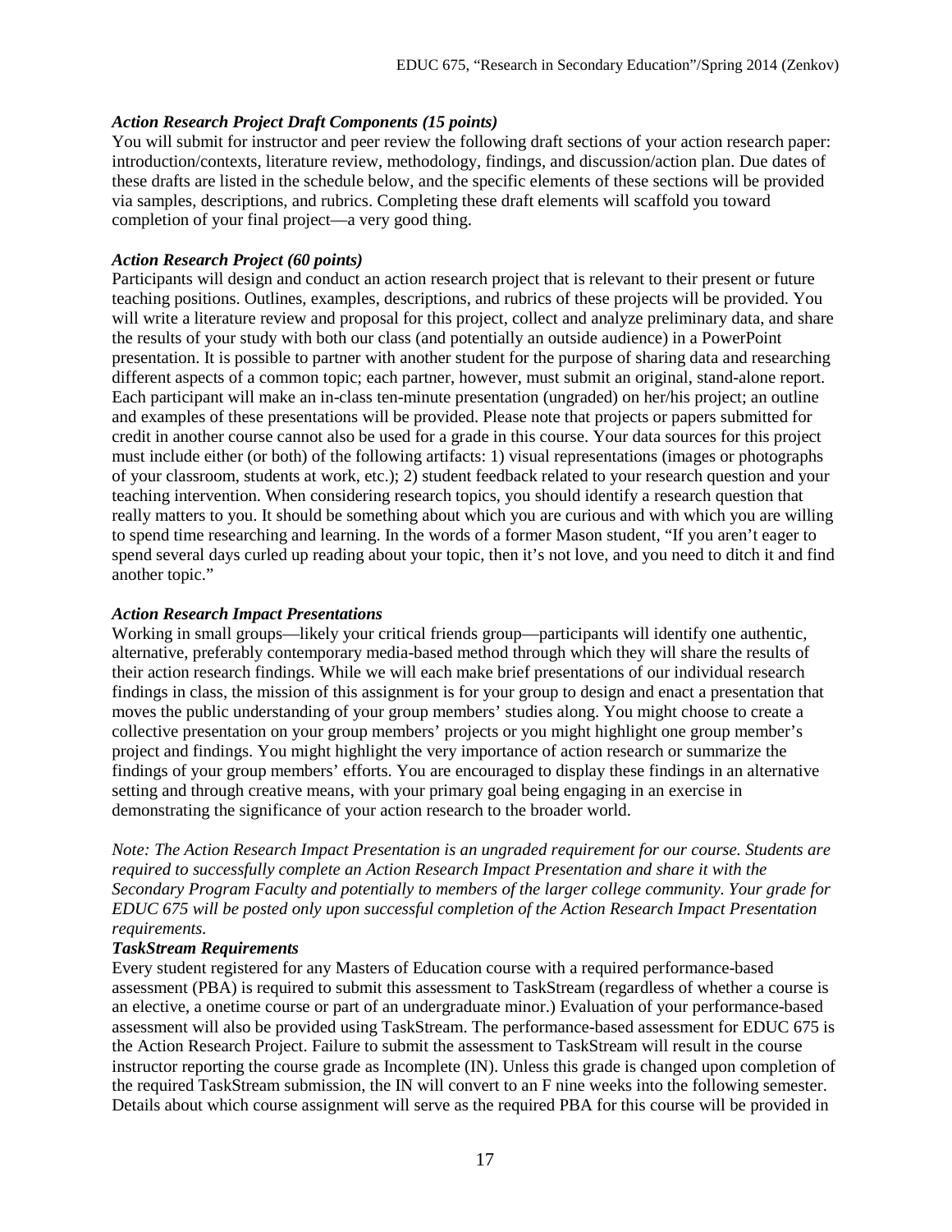### *Action Research Project Draft Components (15 points)*

You will submit for instructor and peer review the following draft sections of your action research paper: introduction/contexts, literature review, methodology, findings, and discussion/action plan. Due dates of these drafts are listed in the schedule below, and the specific elements of these sections will be provided via samples, descriptions, and rubrics. Completing these draft elements will scaffold you toward completion of your final project—a very good thing.

### *Action Research Project (60 points)*

Participants will design and conduct an action research project that is relevant to their present or future teaching positions. Outlines, examples, descriptions, and rubrics of these projects will be provided. You will write a literature review and proposal for this project, collect and analyze preliminary data, and share the results of your study with both our class (and potentially an outside audience) in a PowerPoint presentation. It is possible to partner with another student for the purpose of sharing data and researching different aspects of a common topic; each partner, however, must submit an original, stand-alone report. Each participant will make an in-class ten-minute presentation (ungraded) on her/his project; an outline and examples of these presentations will be provided. Please note that projects or papers submitted for credit in another course cannot also be used for a grade in this course. Your data sources for this project must include either (or both) of the following artifacts: 1) visual representations (images or photographs of your classroom, students at work, etc.); 2) student feedback related to your research question and your teaching intervention. When considering research topics, you should identify a research question that really matters to you. It should be something about which you are curious and with which you are willing to spend time researching and learning. In the words of a former Mason student, "If you aren't eager to spend several days curled up reading about your topic, then it's not love, and you need to ditch it and find another topic."

### *Action Research Impact Presentations*

Working in small groups—likely your critical friends group—participants will identify one authentic, alternative, preferably contemporary media-based method through which they will share the results of their action research findings. While we will each make brief presentations of our individual research findings in class, the mission of this assignment is for your group to design and enact a presentation that moves the public understanding of your group members' studies along. You might choose to create a collective presentation on your group members' projects or you might highlight one group member's project and findings. You might highlight the very importance of action research or summarize the findings of your group members' efforts. You are encouraged to display these findings in an alternative setting and through creative means, with your primary goal being engaging in an exercise in demonstrating the significance of your action research to the broader world.

*Note: The Action Research Impact Presentation is an ungraded requirement for our course. Students are required to successfully complete an Action Research Impact Presentation and share it with the Secondary Program Faculty and potentially to members of the larger college community. Your grade for EDUC 675 will be posted only upon successful completion of the Action Research Impact Presentation requirements.*

### *TaskStream Requirements*

Every student registered for any Masters of Education course with a required performance-based assessment (PBA) is required to submit this assessment to TaskStream (regardless of whether a course is an elective, a onetime course or part of an undergraduate minor.) Evaluation of your performance-based assessment will also be provided using TaskStream. The performance-based assessment for EDUC 675 is the Action Research Project. Failure to submit the assessment to TaskStream will result in the course instructor reporting the course grade as Incomplete (IN). Unless this grade is changed upon completion of the required TaskStream submission, the IN will convert to an F nine weeks into the following semester. Details about which course assignment will serve as the required PBA for this course will be provided in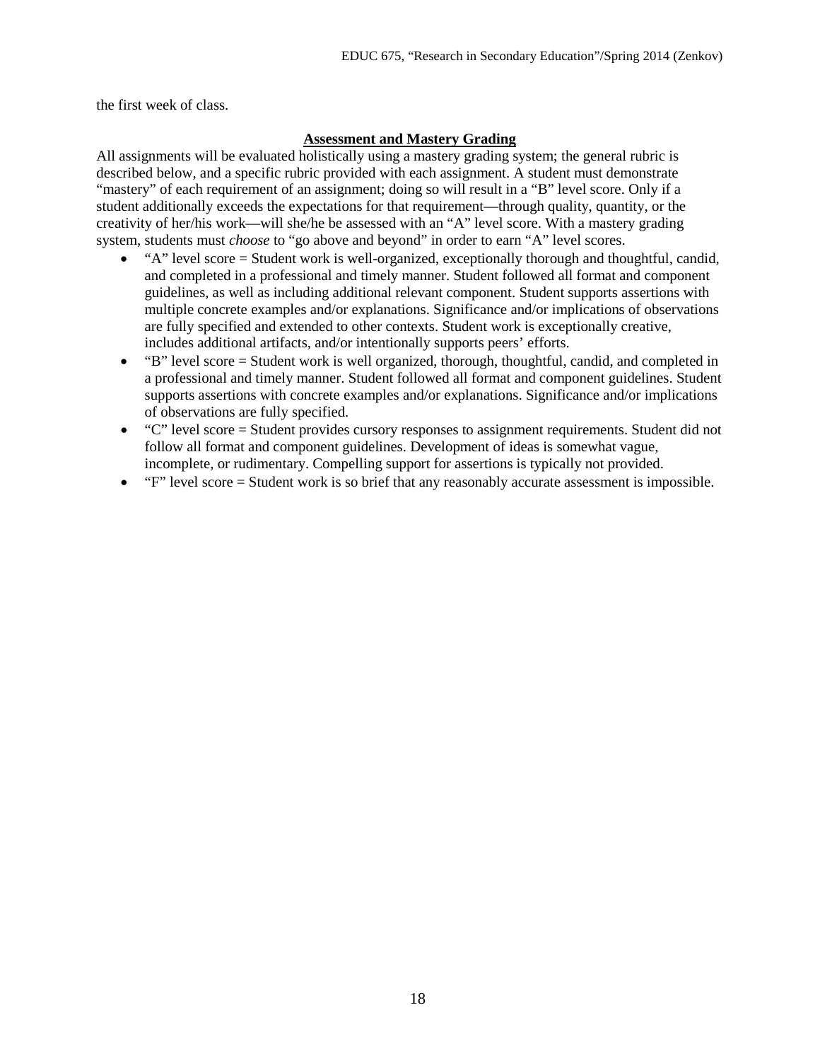the first week of class.

## Assessment and Mastery Grading

All assignments will be evaluated holistically using a mastery grading system; the general rubric is described below, and a specific rubric provided with each assignment. A student must demonstrate "mastery" of each requirement of an assignment; doing so will result in a "B" level score. Only if a student additionally exceeds the expectations for that requirement—through quality, quantity, or the creativity of her/his work—will she/he be assessed with an "A" level score. With a mastery grading system, students must *choose* to "go above and beyond" in order to earn "A" level scores.

- "A" level score = Student work is well-organized, exceptionally thorough and thoughtful, candid, and completed in a professional and timely manner. Student followed all format and component guidelines, as well as including additional relevant component. Student supports assertions with multiple concrete examples and/or explanations. Significance and/or implications of observations are fully specified and extended to other contexts. Student work is exceptionally creative, includes additional artifacts, and/or intentionally supports peers' efforts.
- "B" level score = Student work is well organized, thorough, thoughtful, candid, and completed in a professional and timely manner. Student followed all format and component guidelines. Student supports assertions with concrete examples and/or explanations. Significance and/or implications of observations are fully specified.
- "C" level score = Student provides cursory responses to assignment requirements. Student did not follow all format and component guidelines. Development of ideas is somewhat vague, incomplete, or rudimentary. Compelling support for assertions is typically not provided.
- "F" level score = Student work is so brief that any reasonably accurate assessment is impossible.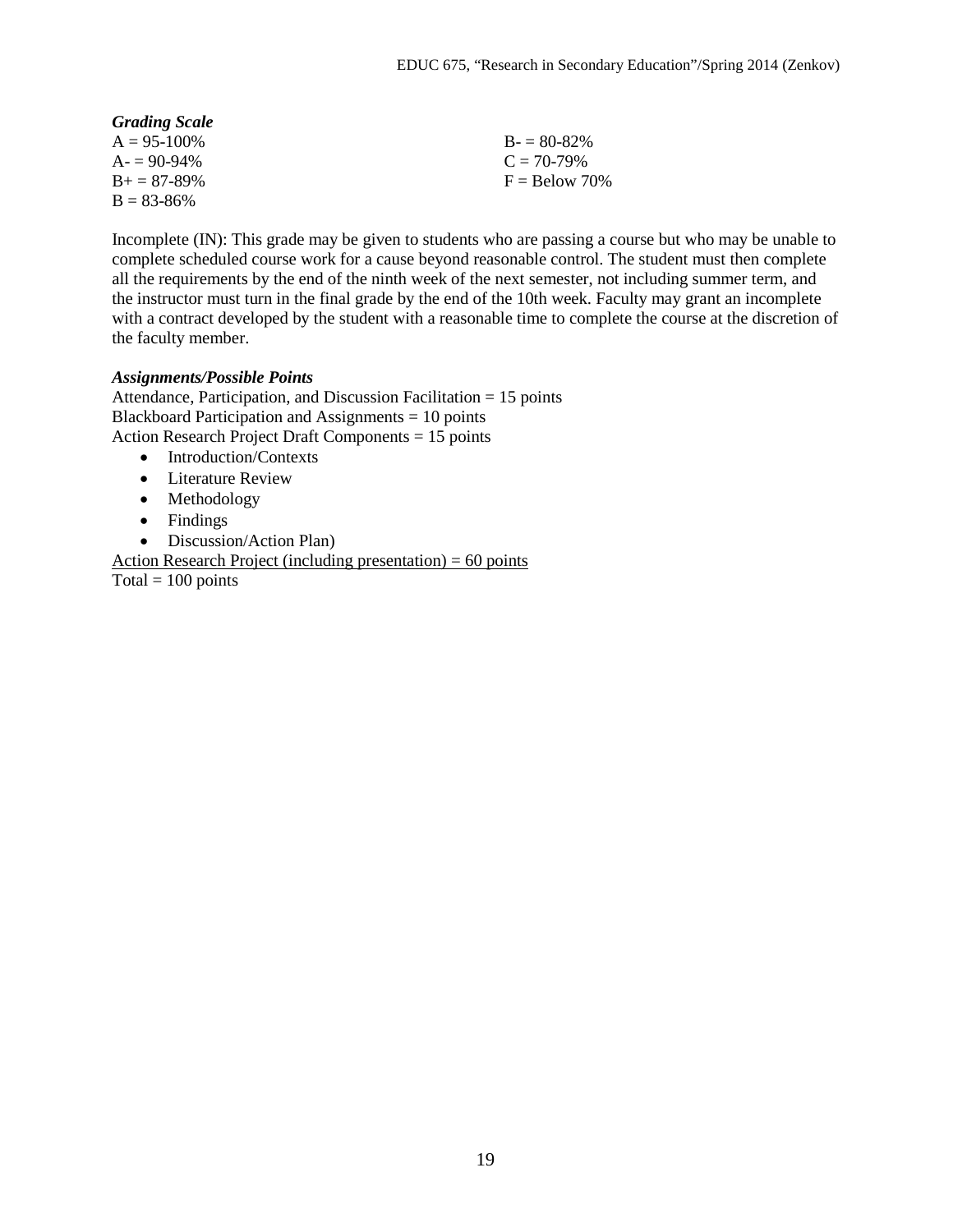***Grading Scale***

A = 95-100%
A- = 90-94%
B+ = 87-89%
B = 83-86%
B- = 80-82%
C = 70-79%
F = Below 70%

Incomplete (IN): This grade may be given to students who are passing a course but who may be unable to complete scheduled course work for a cause beyond reasonable control. The student must then complete all the requirements by the end of the ninth week of the next semester, not including summer term, and the instructor must turn in the final grade by the end of the 10th week. Faculty may grant an incomplete with a contract developed by the student with a reasonable time to complete the course at the discretion of the faculty member.

***Assignments/Possible Points***

Attendance, Participation, and Discussion Facilitation = 15 points
Blackboard Participation and Assignments = 10 points
Action Research Project Draft Components = 15 points

- Introduction/Contexts
- Literature Review
- Methodology
- Findings
- Discussion/Action Plan)

<u>Action Research Project (including presentation) = 60 points</u>
Total = 100 points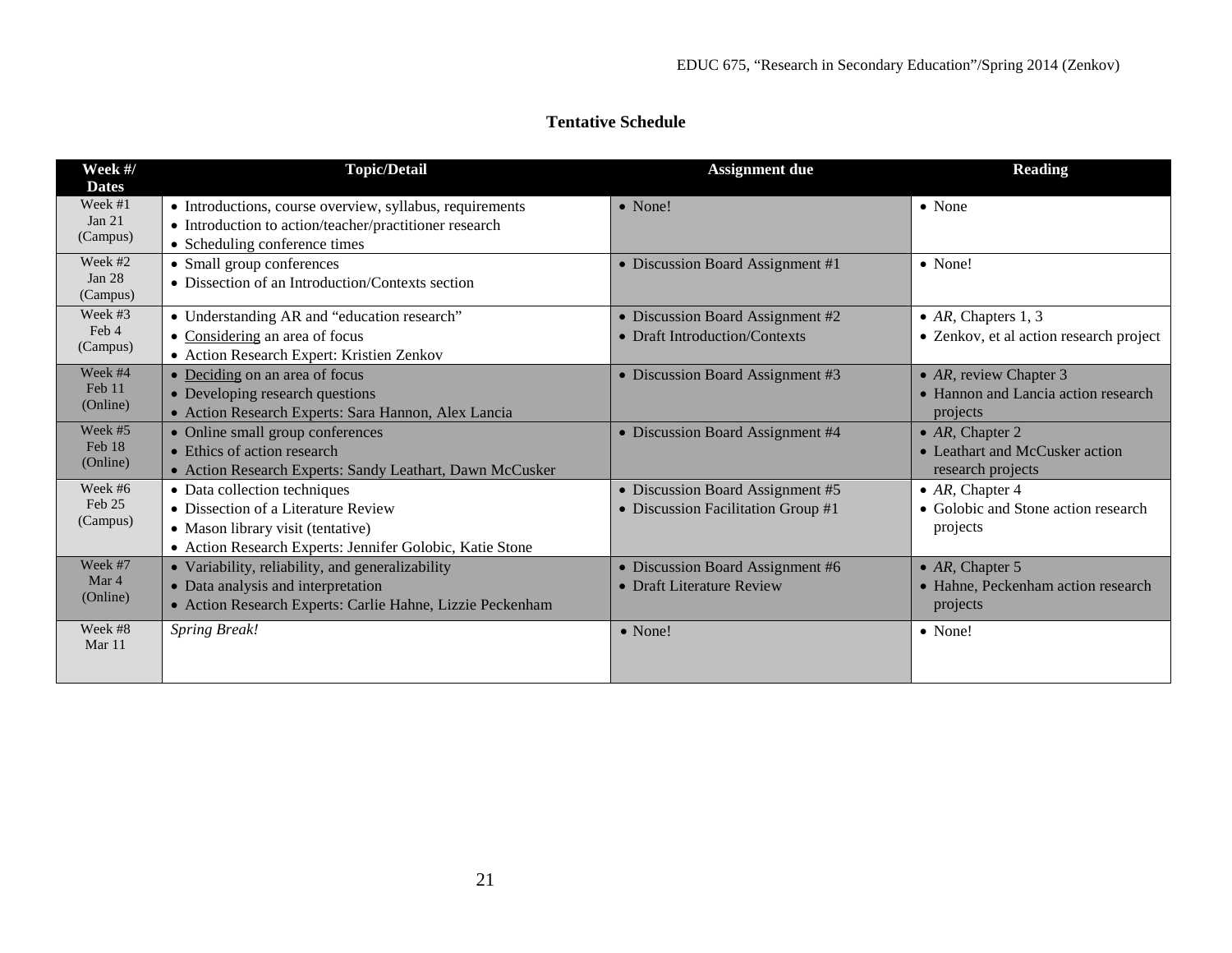## Tentative Schedule

| Week #/ Dates | Topic/Detail | Assignment due | Reading |
|---|---|---|---|
| Week #1 Jan 21 (Campus) | • Introductions, course overview, syllabus, requirements<br>• Introduction to action/teacher/practitioner research<br>• Scheduling conference times | • None! | • None |
| Week #2 Jan 28 (Campus) | • Small group conferences<br>• Dissection of an Introduction/Contexts section | • Discussion Board Assignment #1 | • None! |
| Week #3 Feb 4 (Campus) | • Understanding AR and "education research"<br>• Considering an area of focus<br>• Action Research Expert: Kristien Zenkov | • Discussion Board Assignment #2<br>• Draft Introduction/Contexts | • *AR*, Chapters 1, 3<br>• Zenkov, et al action research project |
| Week #4 Feb 11 (Online) | • Deciding on an area of focus<br>• Developing research questions<br>• Action Research Experts: Sara Hannon, Alex Lancia | • Discussion Board Assignment #3 | • *AR*, review Chapter 3<br>• Hannon and Lancia action research projects |
| Week #5 Feb 18 (Online) | • Online small group conferences<br>• Ethics of action research<br>• Action Research Experts: Sandy Leathart, Dawn McCusker | • Discussion Board Assignment #4 | • *AR*, Chapter 2<br>• Leathart and McCusker action research projects |
| Week #6 Feb 25 (Campus) | • Data collection techniques<br>• Dissection of a Literature Review<br>• Mason library visit (tentative)<br>• Action Research Experts: Jennifer Golobic, Katie Stone | • Discussion Board Assignment #5<br>• Discussion Facilitation Group #1 | • *AR*, Chapter 4<br>• Golobic and Stone action research projects |
| Week #7 Mar 4 (Online) | • Variability, reliability, and generalizability<br>• Data analysis and interpretation<br>• Action Research Experts: Carlie Hahne, Lizzie Peckenham | • Discussion Board Assignment #6<br>• Draft Literature Review | • *AR*, Chapter 5<br>• Hahne, Peckenham action research projects |
| Week #8 Mar 11 | *Spring Break!* | • None! | • None! |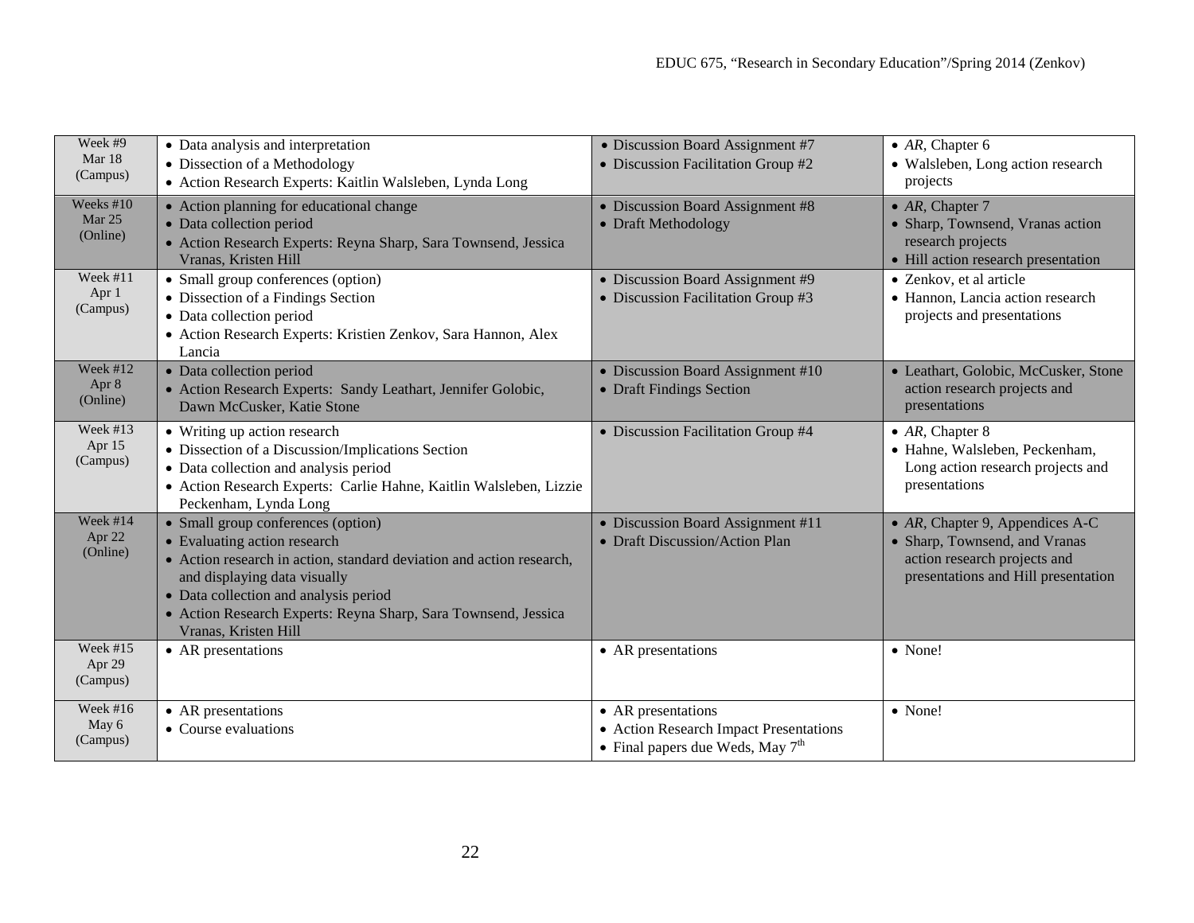| | | | |
|---|---|---|---|
| Week #9<br>Mar 18<br>(Campus) | • Data analysis and interpretation<br>• Dissection of a Methodology<br>• Action Research Experts: Kaitlin Walsleben, Lynda Long | • Discussion Board Assignment #7<br>• Discussion Facilitation Group #2 | • *AR*, Chapter 6<br>• Walsleben, Long action research projects |
| Weeks #10<br>Mar 25<br>(Online) | • Action planning for educational change<br>• Data collection period<br>• Action Research Experts: Reyna Sharp, Sara Townsend, Jessica Vranas, Kristen Hill | • Discussion Board Assignment #8<br>• Draft Methodology | • *AR*, Chapter 7<br>• Sharp, Townsend, Vranas action research projects<br>• Hill action research presentation |
| Week #11<br>Apr 1<br>(Campus) | • Small group conferences (option)<br>• Dissection of a Findings Section<br>• Data collection period<br>• Action Research Experts: Kristien Zenkov, Sara Hannon, Alex Lancia | • Discussion Board Assignment #9<br>• Discussion Facilitation Group #3 | • Zenkov, et al article<br>• Hannon, Lancia action research projects and presentations |
| Week #12<br>Apr 8<br>(Online) | • Data collection period<br>• Action Research Experts: Sandy Leathart, Jennifer Golobic, Dawn McCusker, Katie Stone | • Discussion Board Assignment #10<br>• Draft Findings Section | • Leathart, Golobic, McCusker, Stone action research projects and presentations |
| Week #13<br>Apr 15<br>(Campus) | • Writing up action research<br>• Dissection of a Discussion/Implications Section<br>• Data collection and analysis period<br>• Action Research Experts: Carlie Hahne, Kaitlin Walsleben, Lizzie Peckenham, Lynda Long | • Discussion Facilitation Group #4 | • *AR*, Chapter 8<br>• Hahne, Walsleben, Peckenham, Long action research projects and presentations |
| Week #14<br>Apr 22<br>(Online) | • Small group conferences (option)<br>• Evaluating action research<br>• Action research in action, standard deviation and action research, and displaying data visually<br>• Data collection and analysis period<br>• Action Research Experts: Reyna Sharp, Sara Townsend, Jessica Vranas, Kristen Hill | • Discussion Board Assignment #11<br>• Draft Discussion/Action Plan | • *AR*, Chapter 9, Appendices A-C<br>• Sharp, Townsend, and Vranas action research projects and presentations and Hill presentation |
| Week #15<br>Apr 29<br>(Campus) | • AR presentations | • AR presentations | • None! |
| Week #16<br>May 6<br>(Campus) | • AR presentations<br>• Course evaluations | • AR presentations<br>• Action Research Impact Presentations<br>• Final papers due Weds, May 7th | • None! |